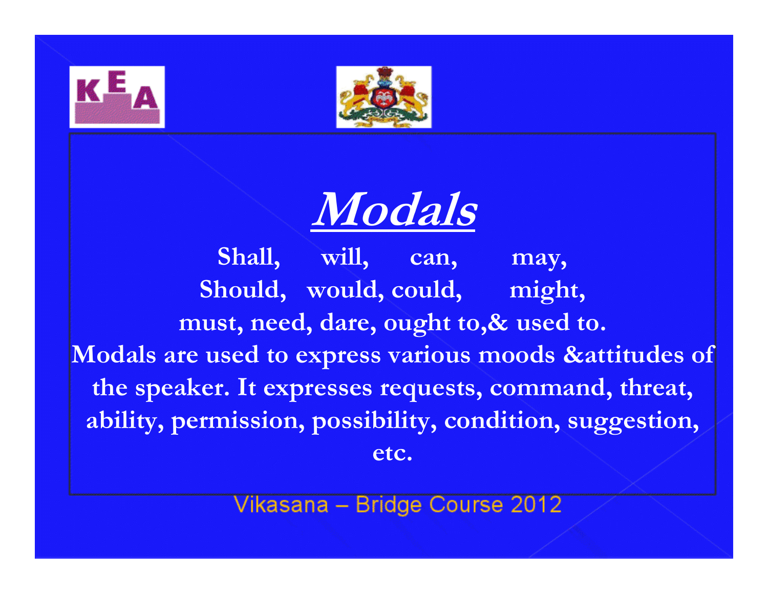# Modals

Shall, will, can, may,
Should, would, could, might,
must, need, dare, ought to,& used to.

Modals are used to express various moods &attitudes of the speaker. It expresses requests, command, threat, ability, permission, possibility, condition, suggestion, etc.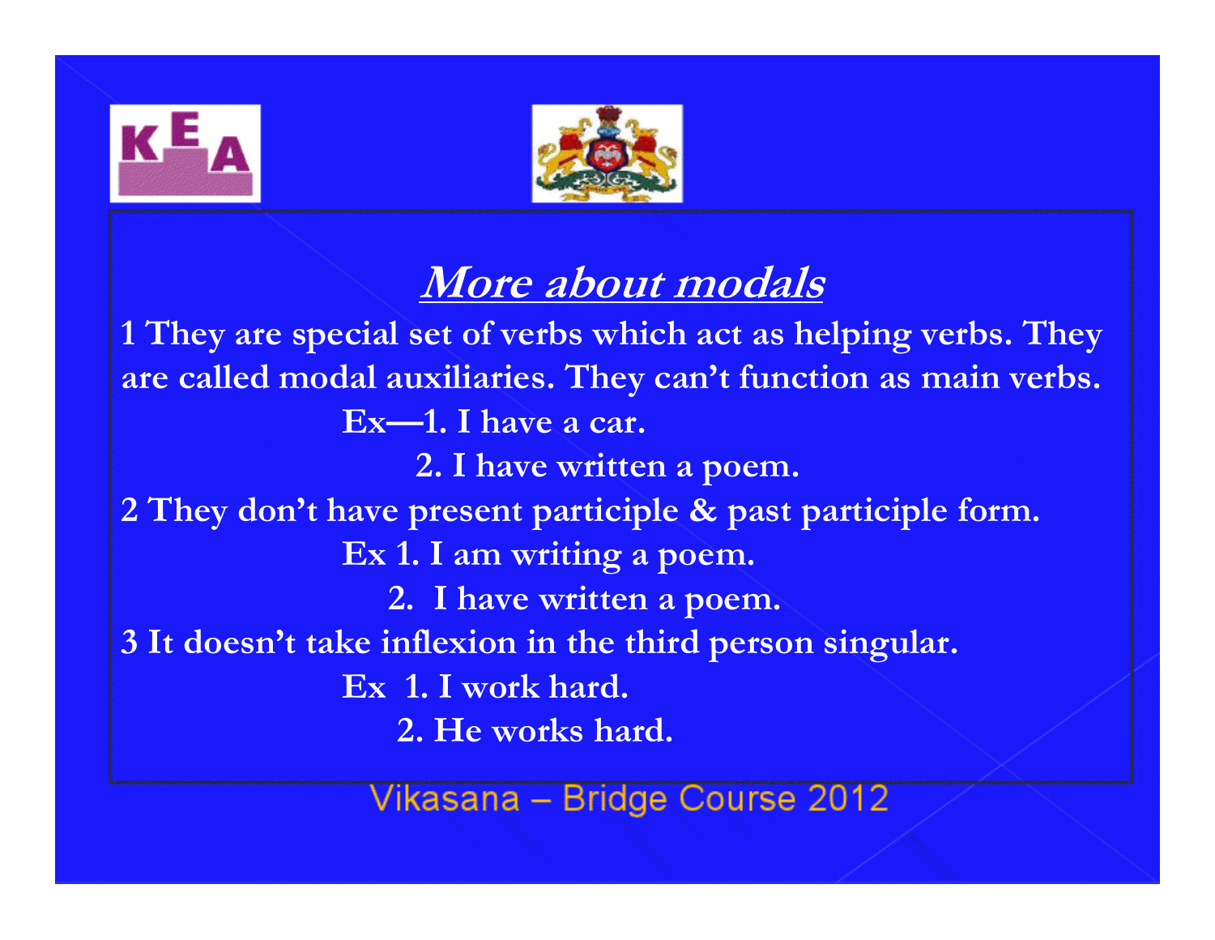## ***More about modals***

1 They are special set of verbs which act as helping verbs. They are called modal auxiliaries. They can't function as main verbs.

Ex—1. I have a car.

2. I have written a poem.

2 They don't have present participle & past participle form.

Ex 1. I am writing a poem.

2. I have written a poem.

3 It doesn't take inflexion in the third person singular.

Ex 1. I work hard.

2. He works hard.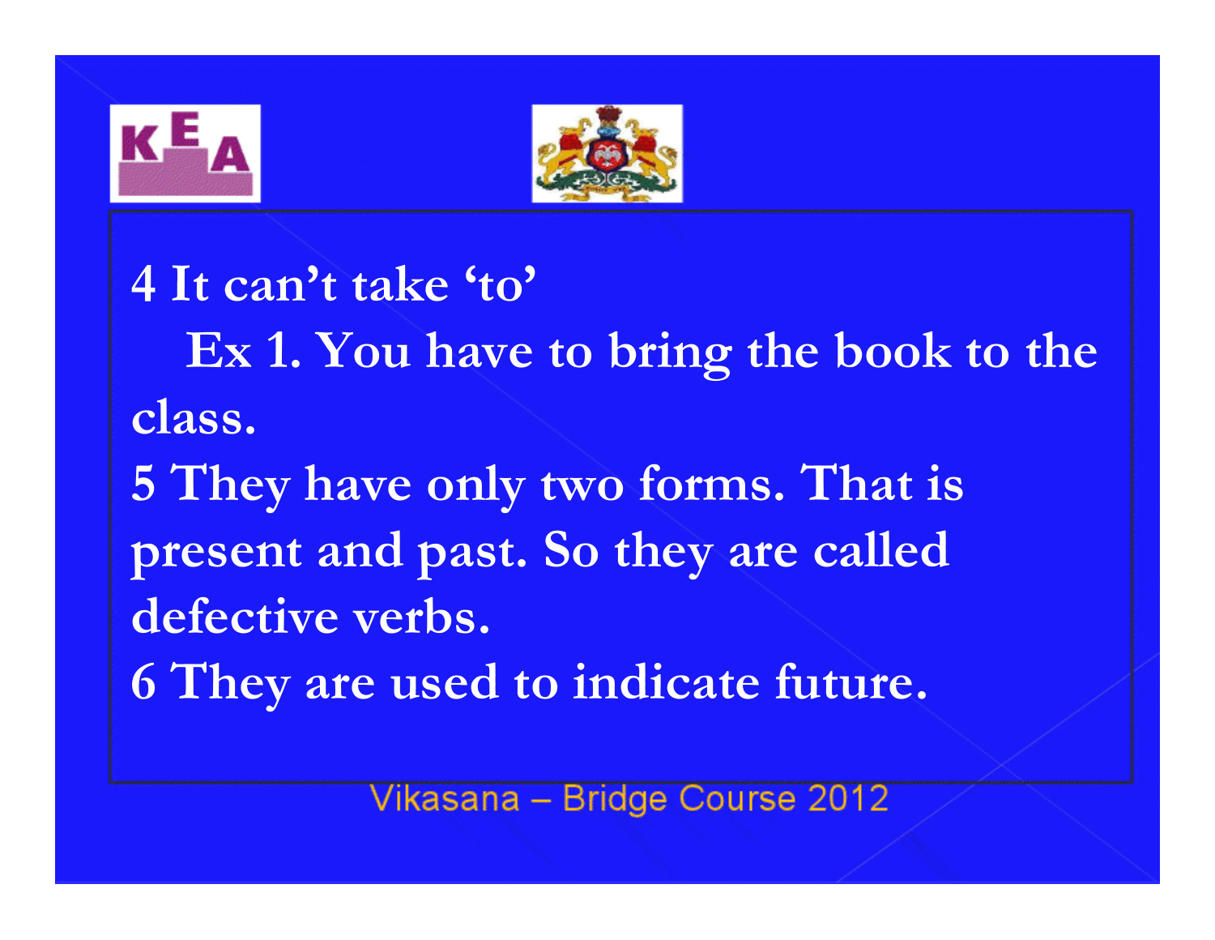4 It can't take 'to'

Ex 1. You have to bring the book to the class.

5 They have only two forms. That is present and past. So they are called defective verbs.

6 They are used to indicate future.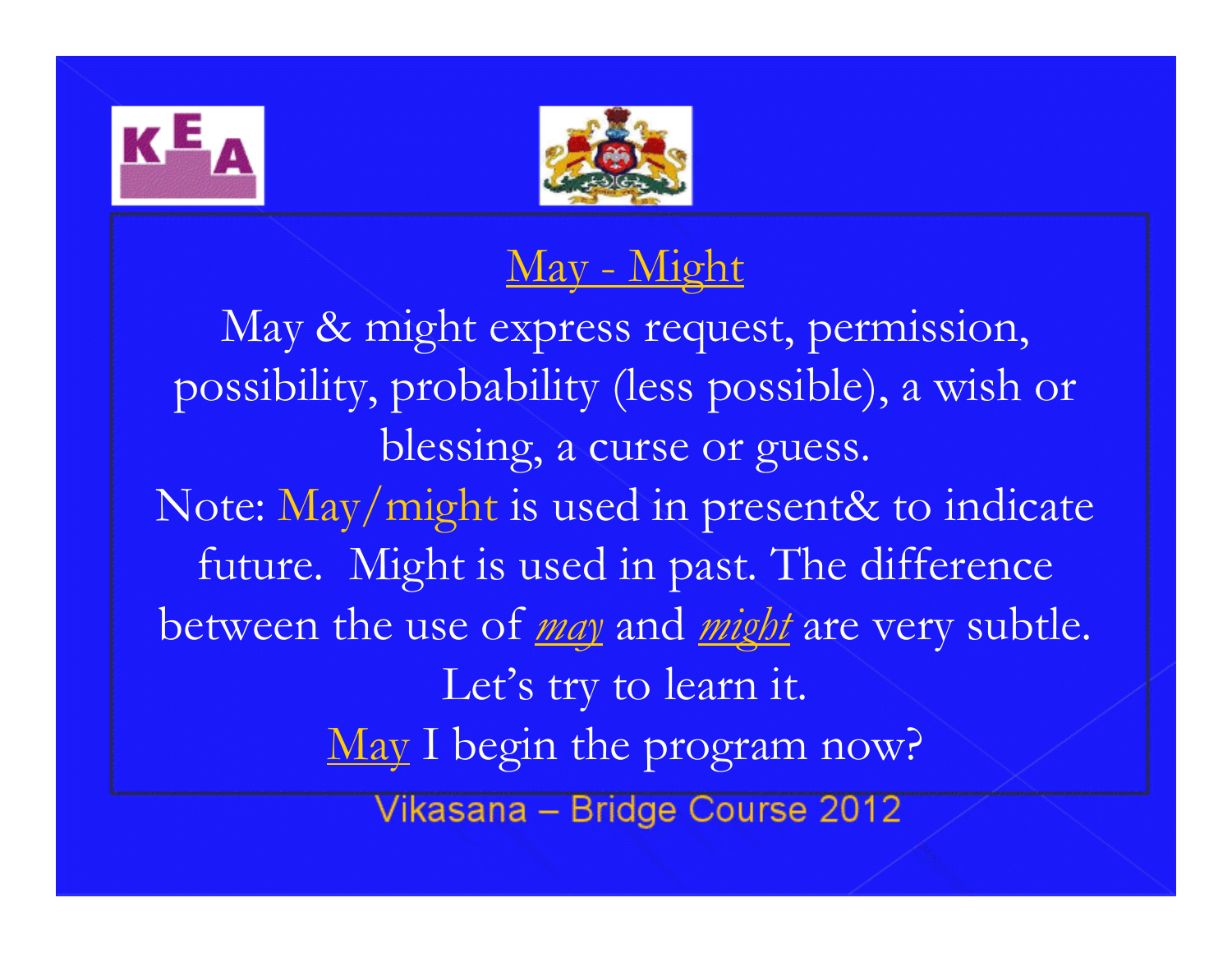## May - Might

May & might express request, permission, possibility, probability (less possible), a wish or blessing, a curse or guess.

Note: May/might is used in present& to indicate future. Might is used in past. The difference between the use of *may* and *might* are very subtle. Let's try to learn it.

May I begin the program now?

Vikasana – Bridge Course 2012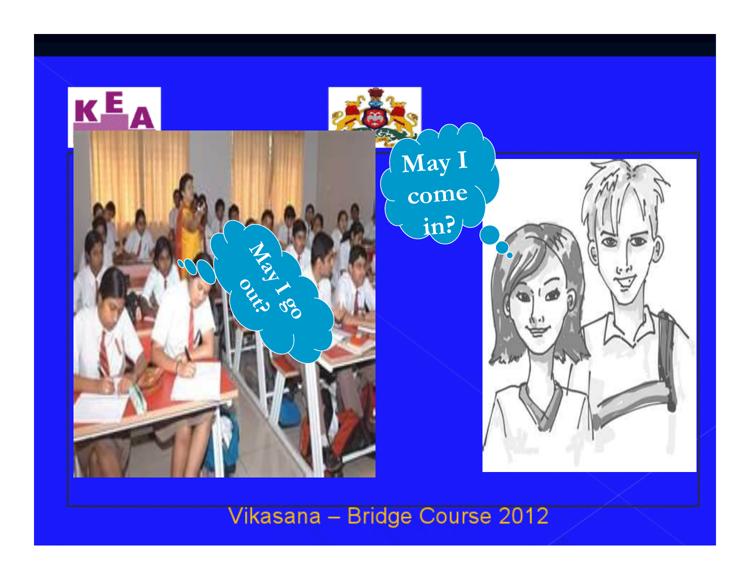May I go out?

May I come in?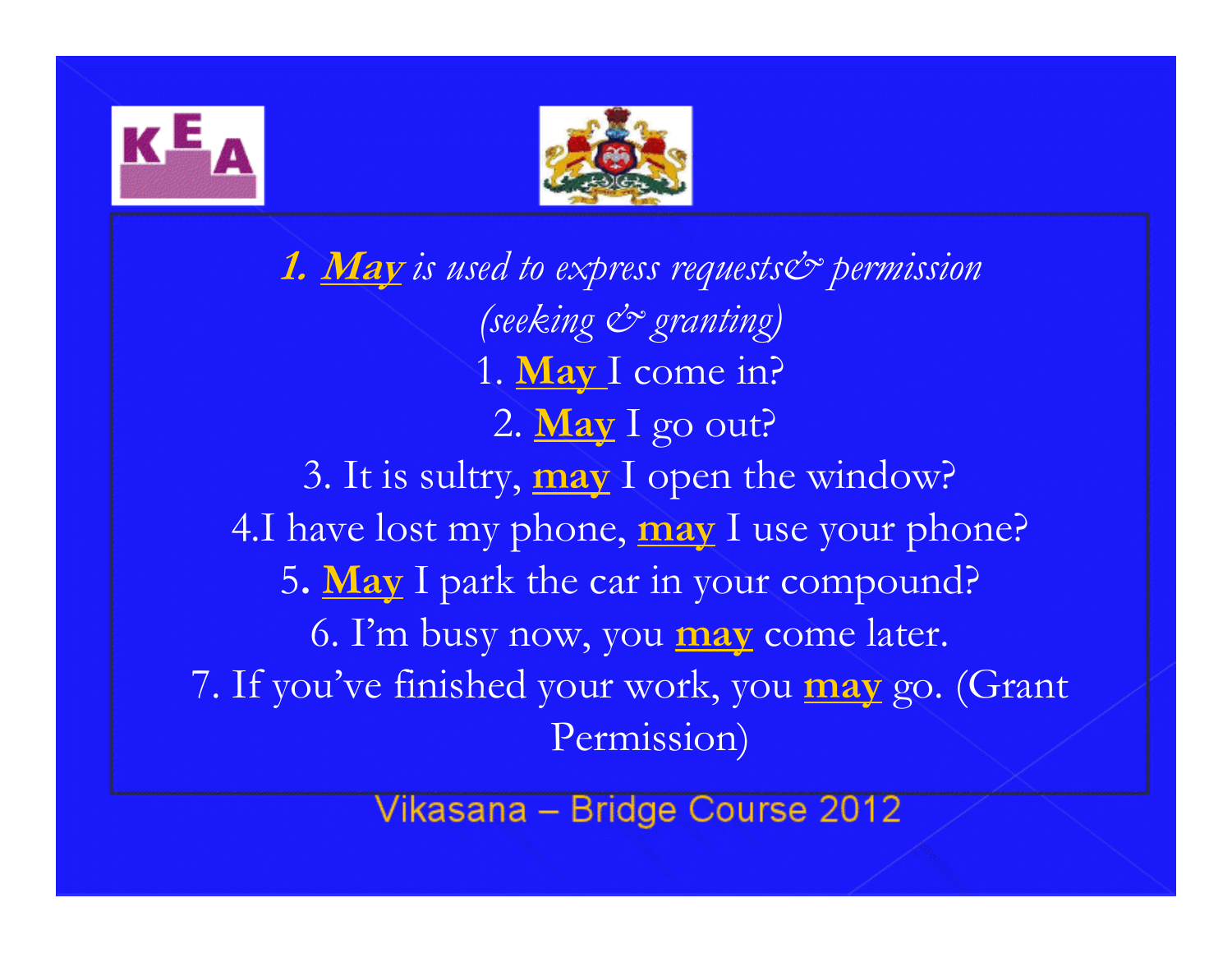***1. May*** *is used to express requests& permission (seeking & granting)*

1. **May** I come in?
2. **May** I go out?
3. It is sultry, **may** I open the window?
4. I have lost my phone, **may** I use your phone?
5. **May** I park the car in your compound?
6. I'm busy now, you **may** come later.
7. If you've finished your work, you **may** go. (Grant Permission)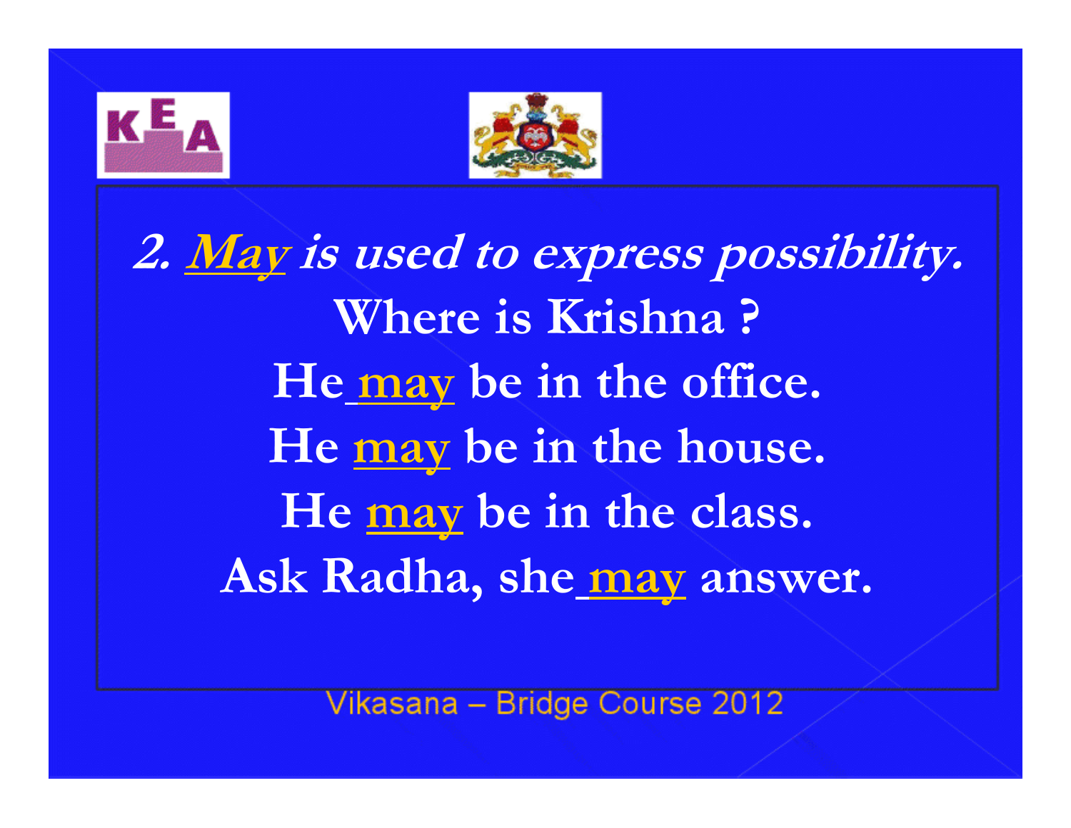***2. <u>May</u> is used to express possibility.***

**Where is Krishna ?**

**He <u>may</u> be in the office.**

**He <u>may</u> be in the house.**

**He <u>may</u> be in the class.**

**Ask Radha, she <u>may</u> answer.**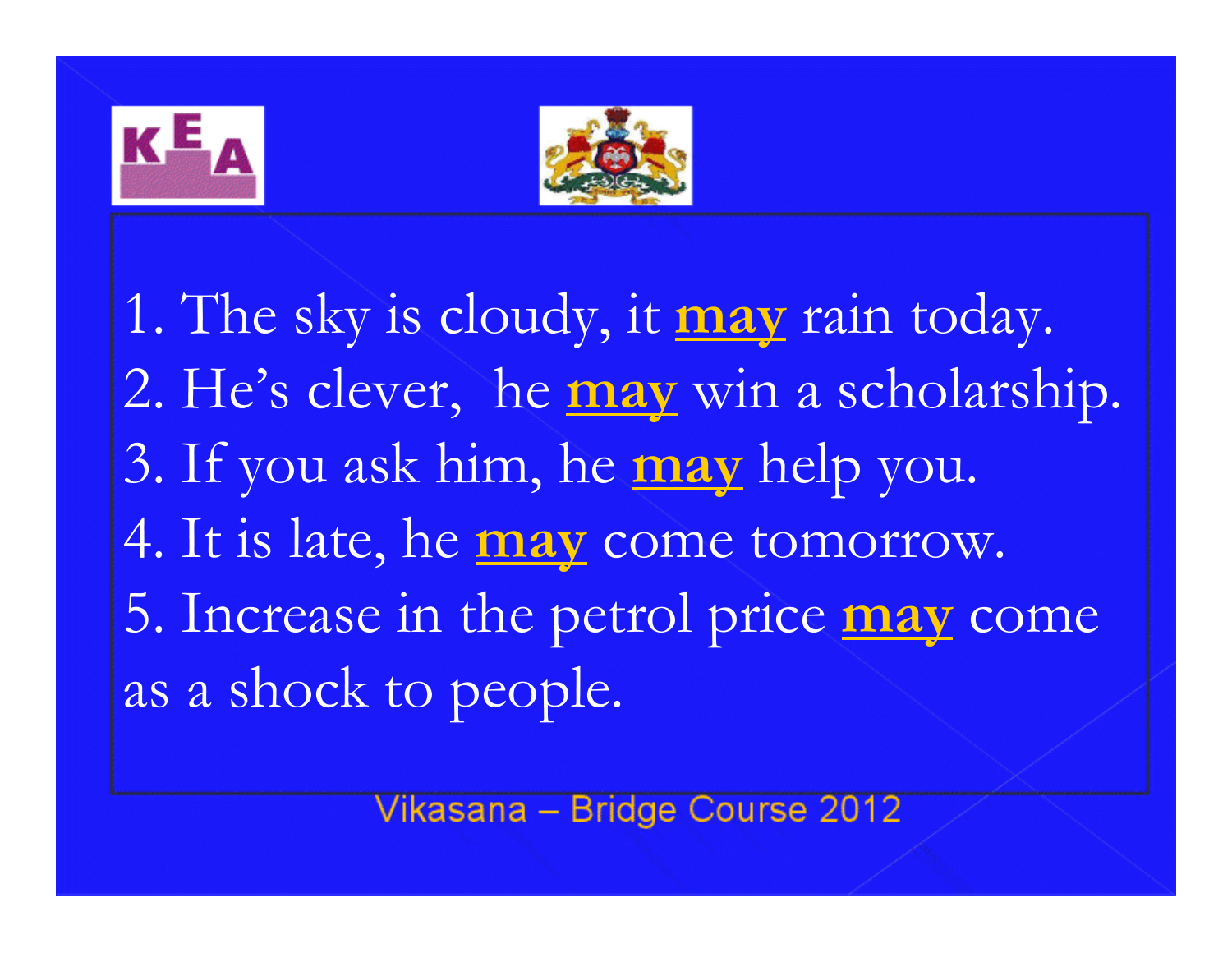1. The sky is cloudy, it **may** rain today.
2. He's clever, he **may** win a scholarship.
3. If you ask him, he **may** help you.
4. It is late, he **may** come tomorrow.
5. Increase in the petrol price **may** come as a shock to people.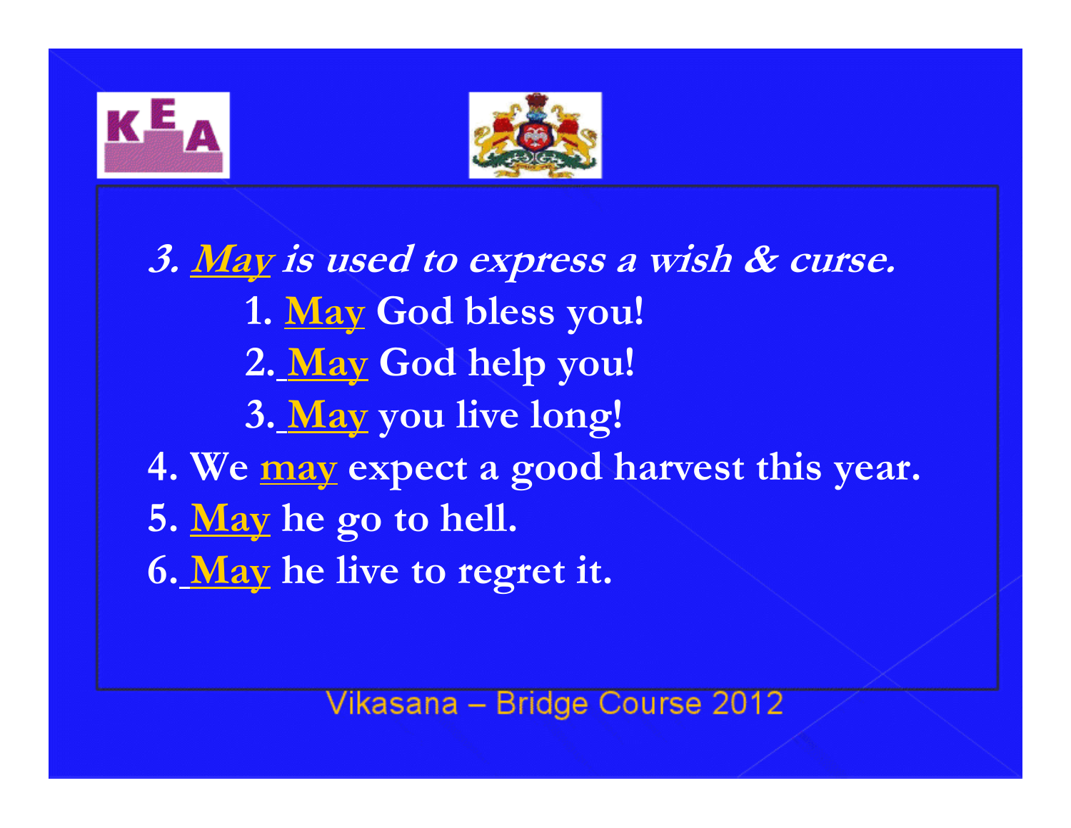***3. May is used to express a wish & curse.***

1. **May God bless you!**
2. **May God help you!**
3. **May you live long!**

4. **We may expect a good harvest this year.**
5. **May he go to hell.**
6. **May he live to regret it.**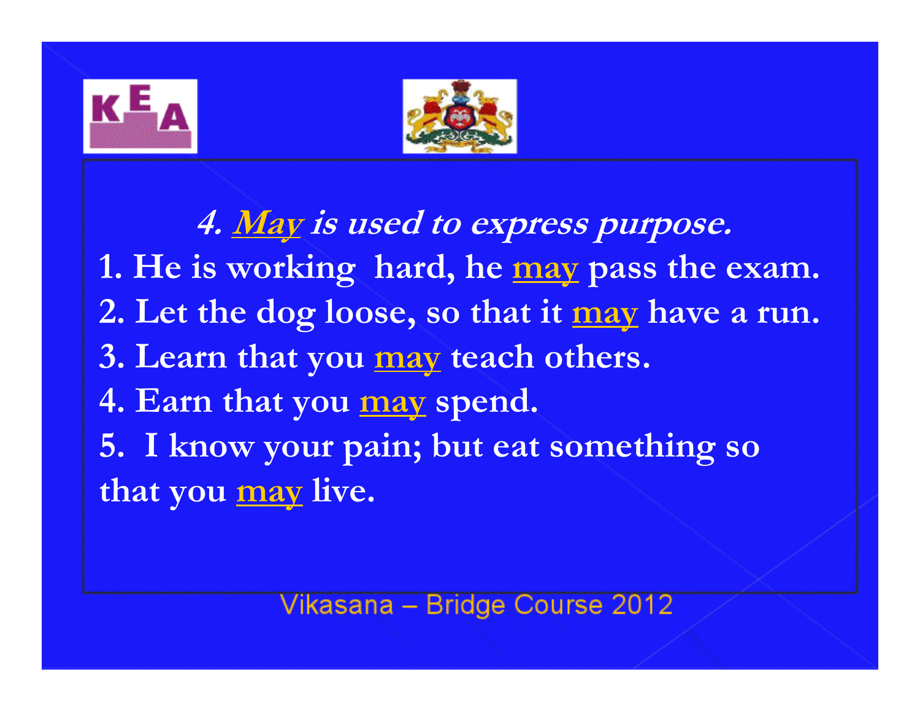### *4. **May** is used to express purpose.*

1. He is working hard, he **may** pass the exam.
2. Let the dog loose, so that it **may** have a run.
3. Learn that you **may** teach others.
4. Earn that you **may** spend.
5. I know your pain; but eat something so that you **may** live.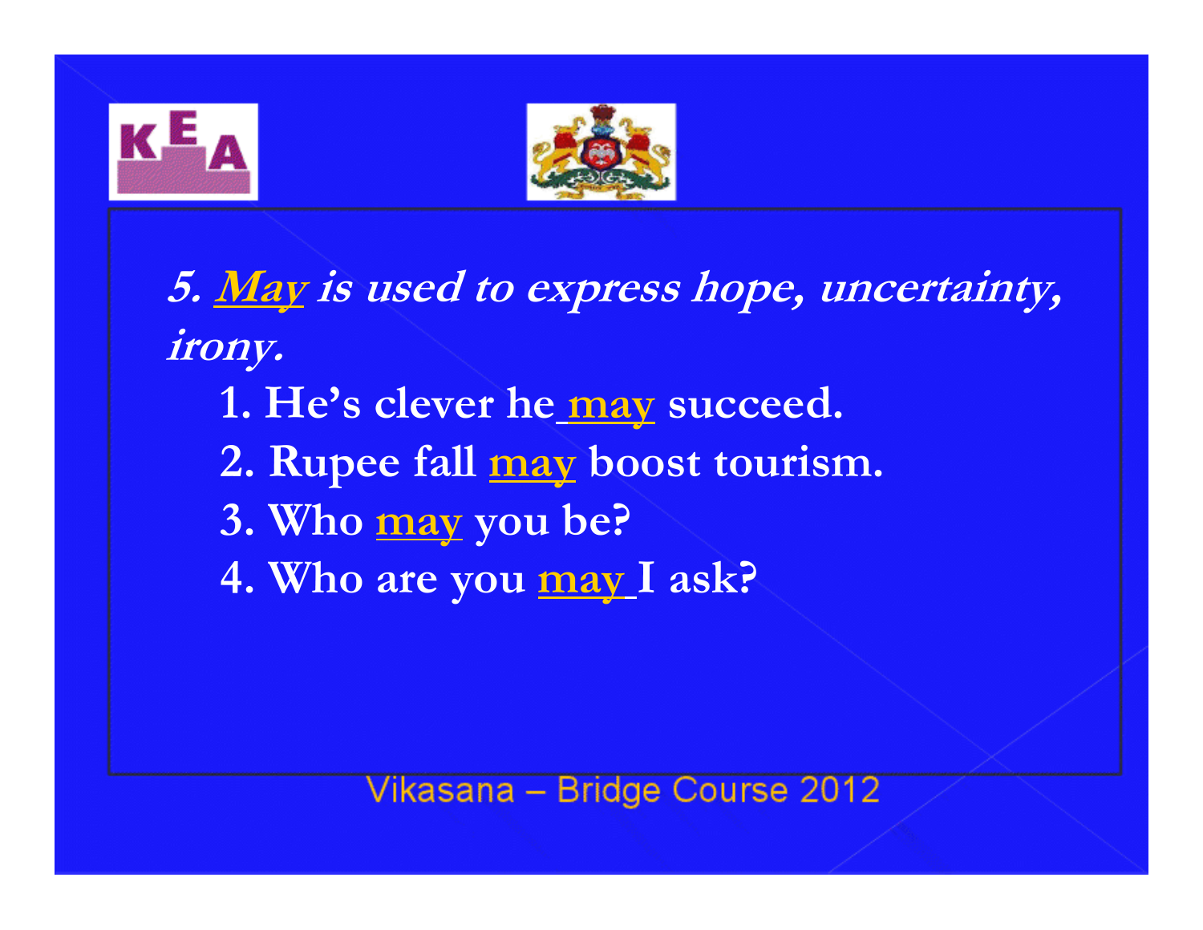***5. <u>May</u> is used to express hope, uncertainty, irony.***

1. **He's clever he <u>may</u> succeed.**
2. **Rupee fall <u>may</u> boost tourism.**
3. **Who <u>may</u> you be?**
4. **Who are you <u>may</u> I ask?**

Vikasana – Bridge Course 2012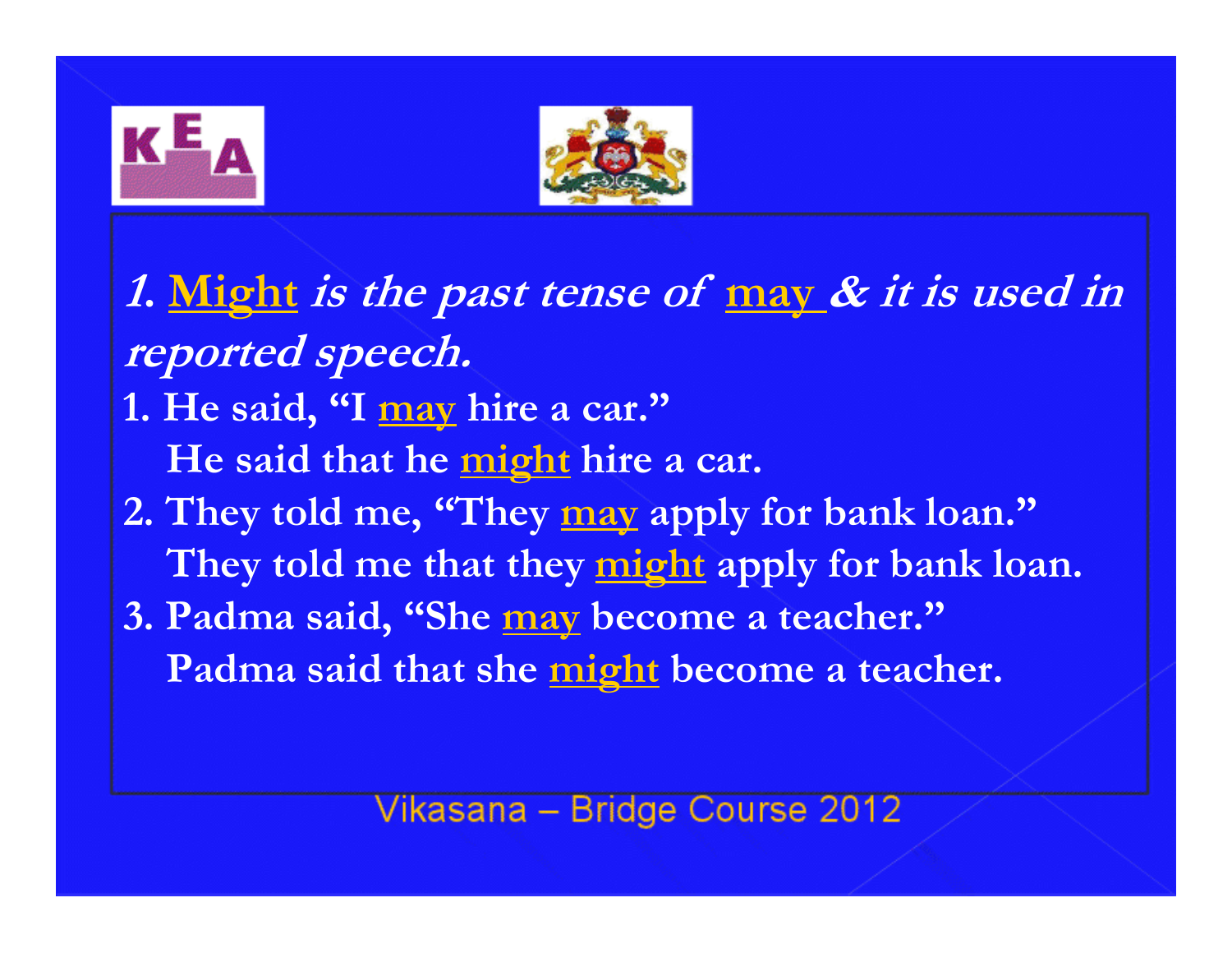***1. Might is the past tense of may & it is used in reported speech.***

1. He said, "I **may** hire a car."
   He said that he **might** hire a car.
2. They told me, "They **may** apply for bank loan."
   They told me that they **might** apply for bank loan.
3. Padma said, "She **may** become a teacher."
   Padma said that she **might** become a teacher.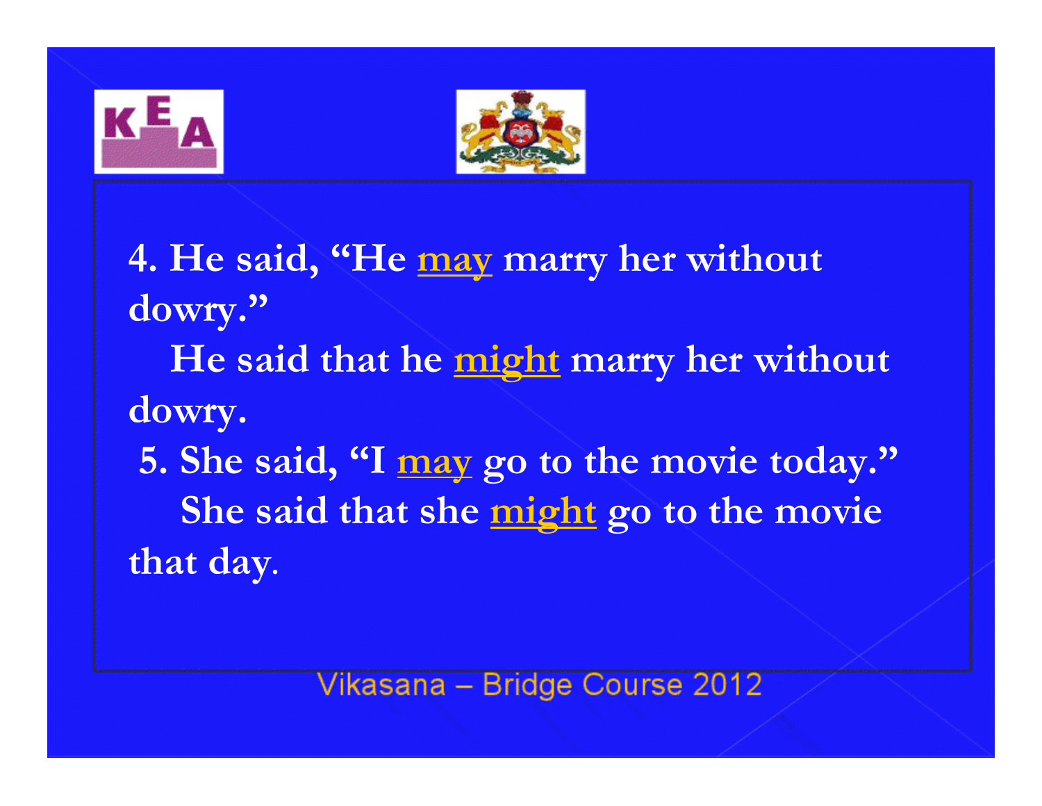4. He said, "He <u>may</u> marry her without dowry."

He said that he <u>might</u> marry her without dowry.

5. She said, "I <u>may</u> go to the movie today."

She said that she <u>might</u> go to the movie that day.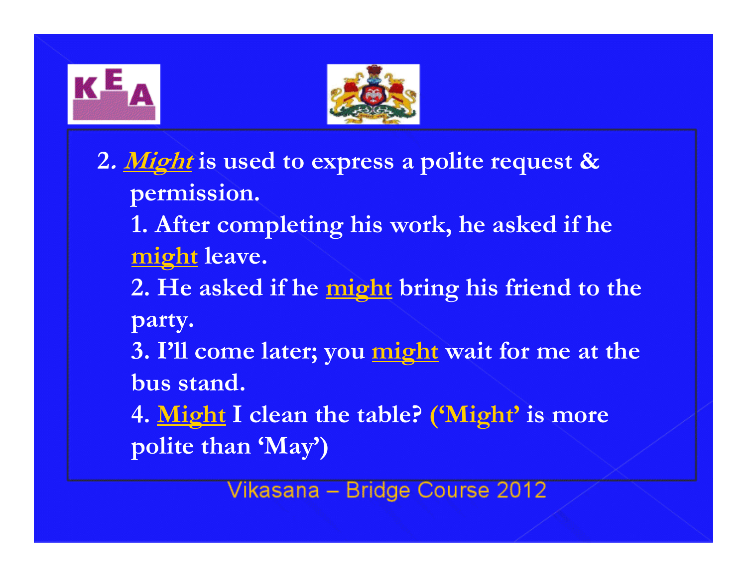2. ***Might*** **is used to express a polite request & permission.**

1. After completing his work, he asked if he **might** leave.
2. He asked if he **might** bring his friend to the party.
3. I'll come later; you **might** wait for me at the bus stand.
4. **Might** I clean the table? **('Might'** is more polite than 'May')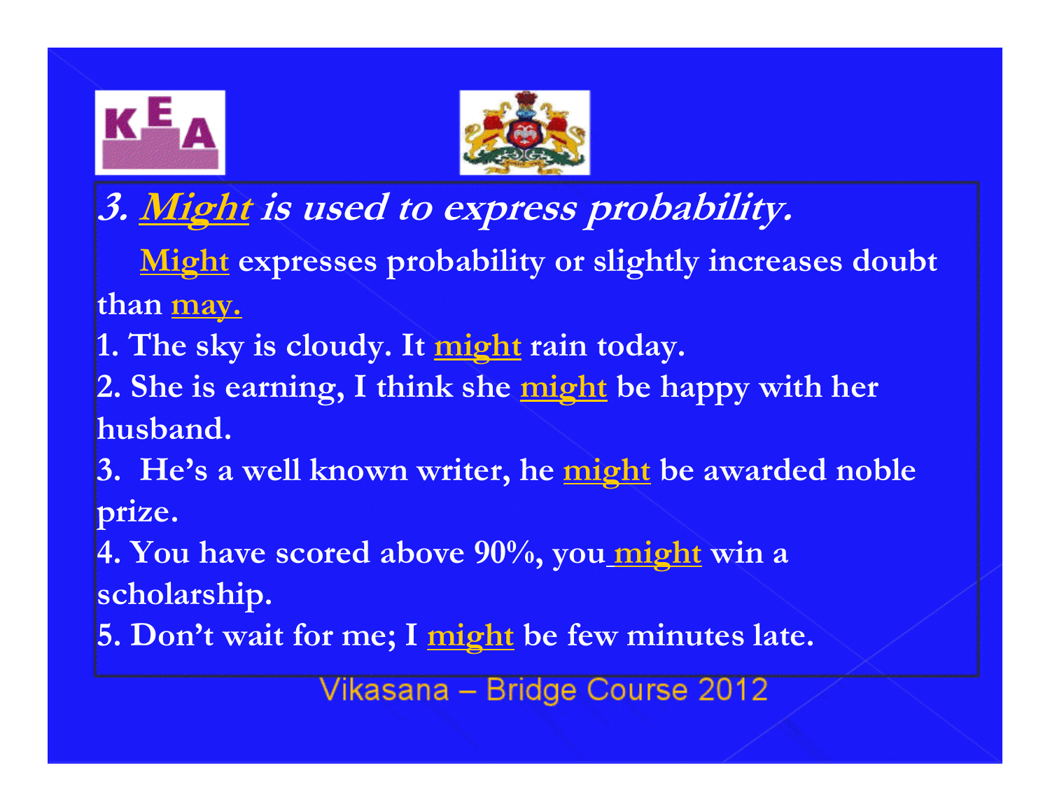### *3. **Might** is used to express probability.*

**Might** expresses probability or slightly increases doubt than **may.**

1. The sky is cloudy. It **might** rain today.
2. She is earning, I think she **might** be happy with her husband.
3. He's a well known writer, he **might** be awarded noble prize.
4. You have scored above 90%, you **might** win a scholarship.
5. Don't wait for me; I **might** be few minutes late.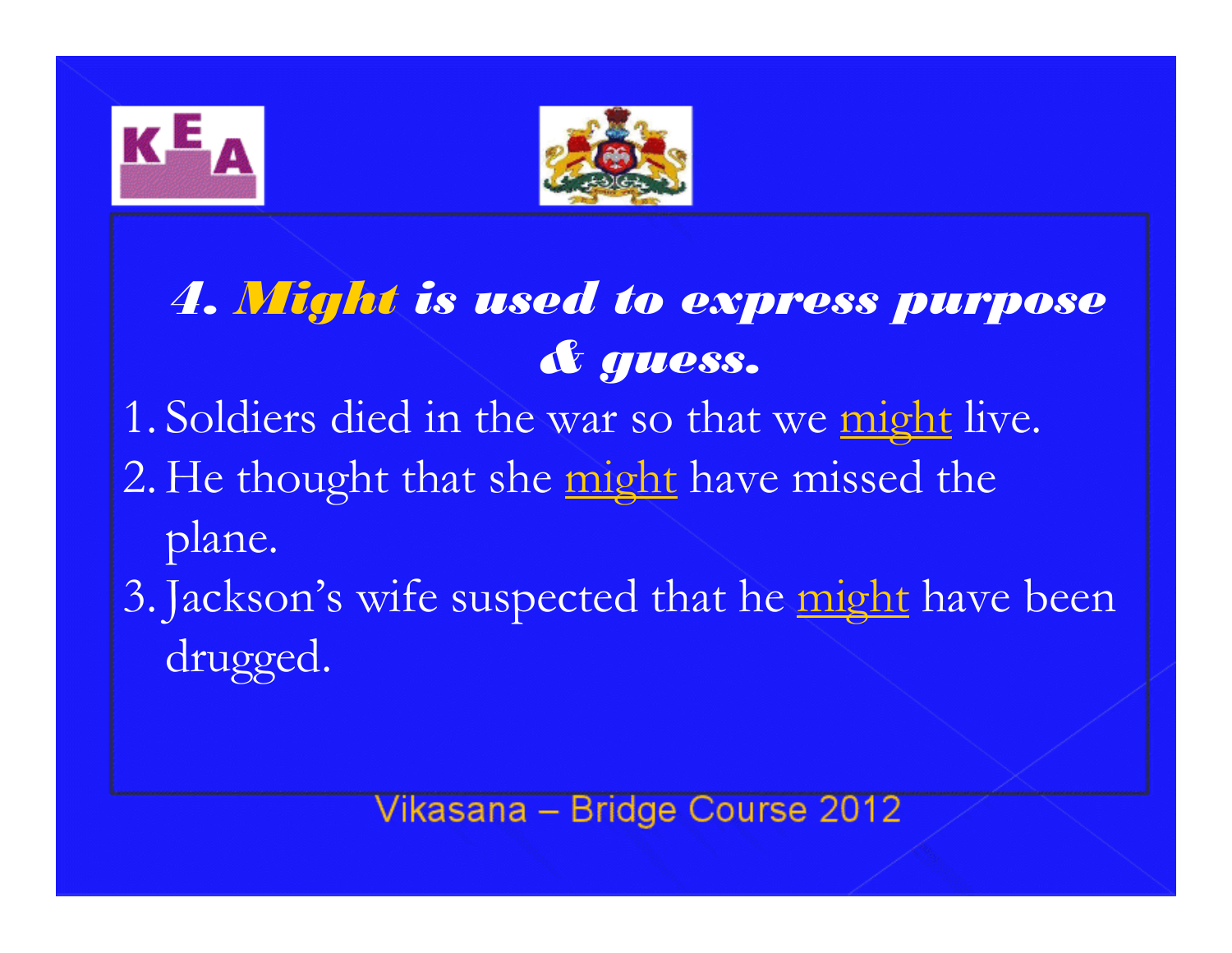## 4. *Might* is used to express purpose & guess.

1. Soldiers died in the war so that we might live.
2. He thought that she might have missed the plane.
3. Jackson's wife suspected that he might have been drugged.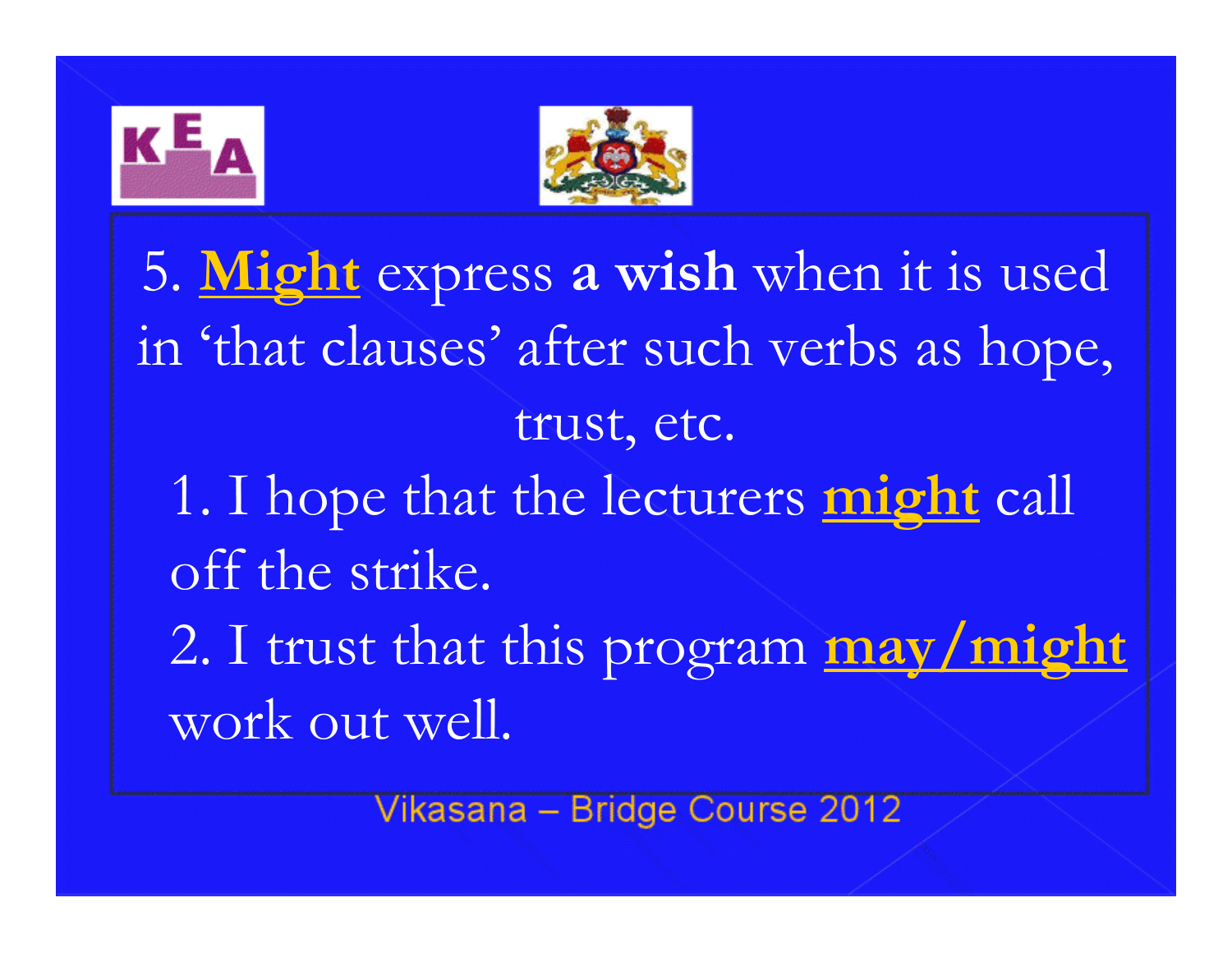5. **Might** express **a wish** when it is used in 'that clauses' after such verbs as hope, trust, etc.

1. I hope that the lecturers **might** call off the strike.
2. I trust that this program **may/might** work out well.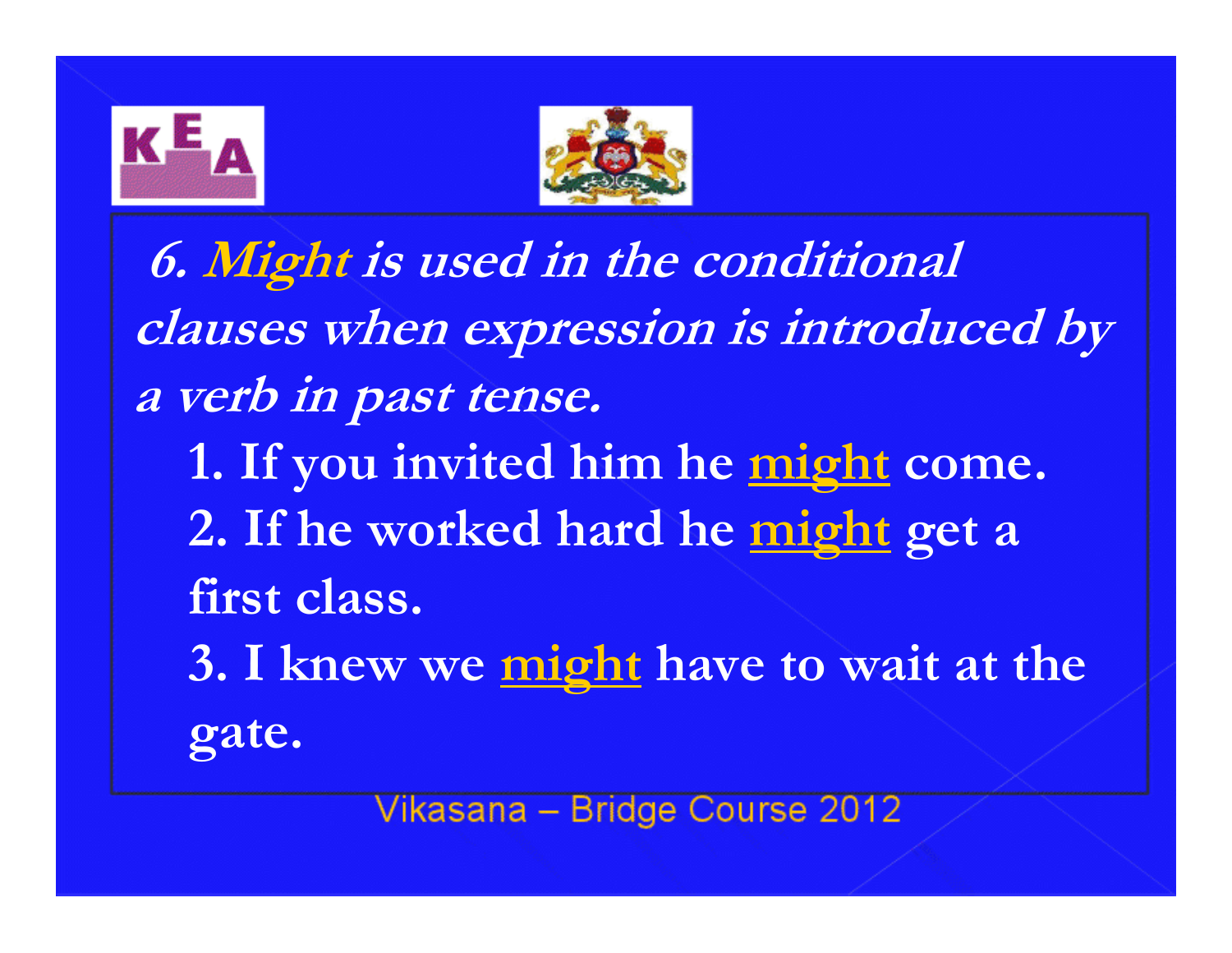***6. Might is used in the conditional clauses when expression is introduced by a verb in past tense.***

1. If you invited him he **might** come.
2. If he worked hard he **might** get a first class.
3. I knew we **might** have to wait at the gate.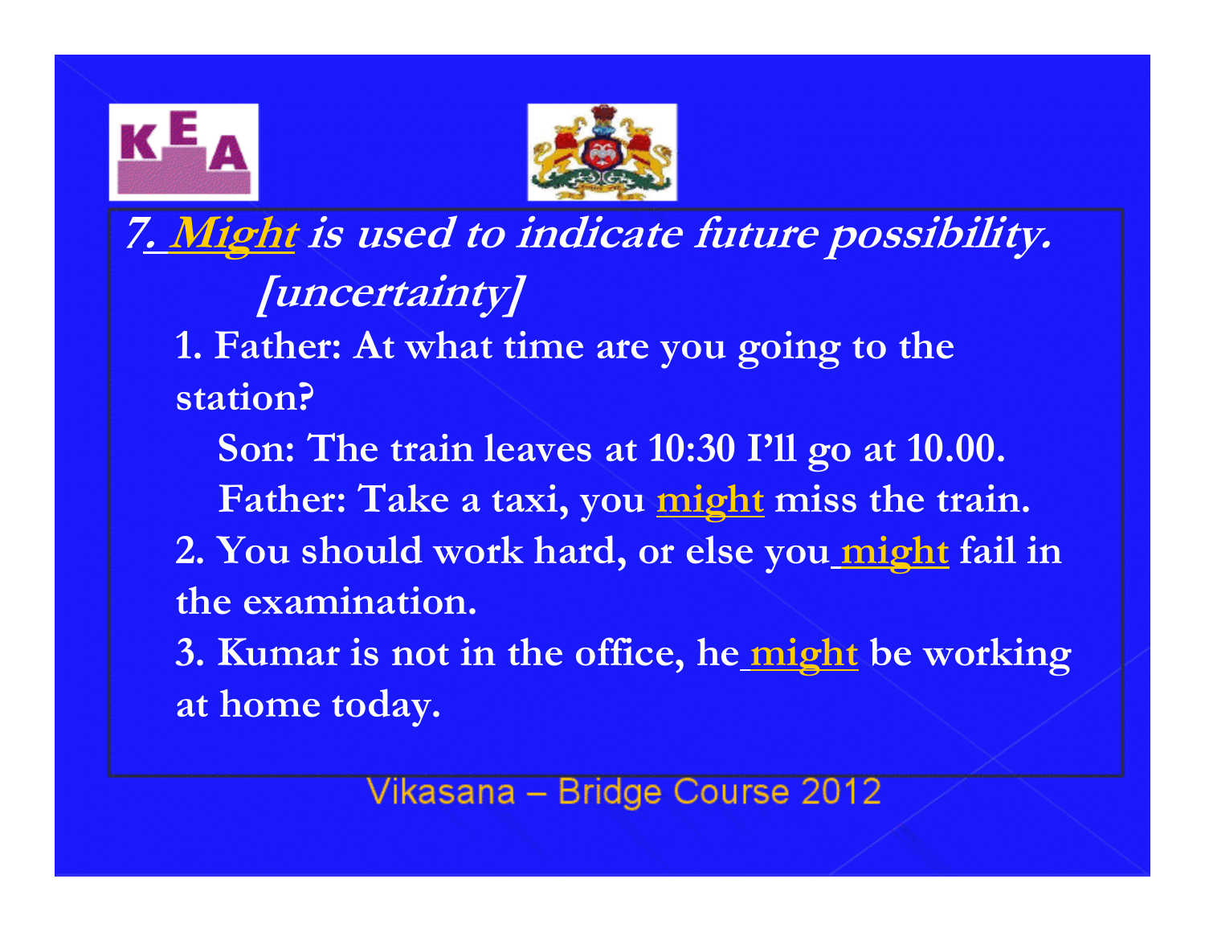## *7. Might is used to indicate future possibility. [uncertainty]*

1. Father: At what time are you going to the station?

   Son: The train leaves at 10:30 I'll go at 10.00.

   Father: Take a taxi, you might miss the train.

2. You should work hard, or else you might fail in the examination.

3. Kumar is not in the office, he might be working at home today.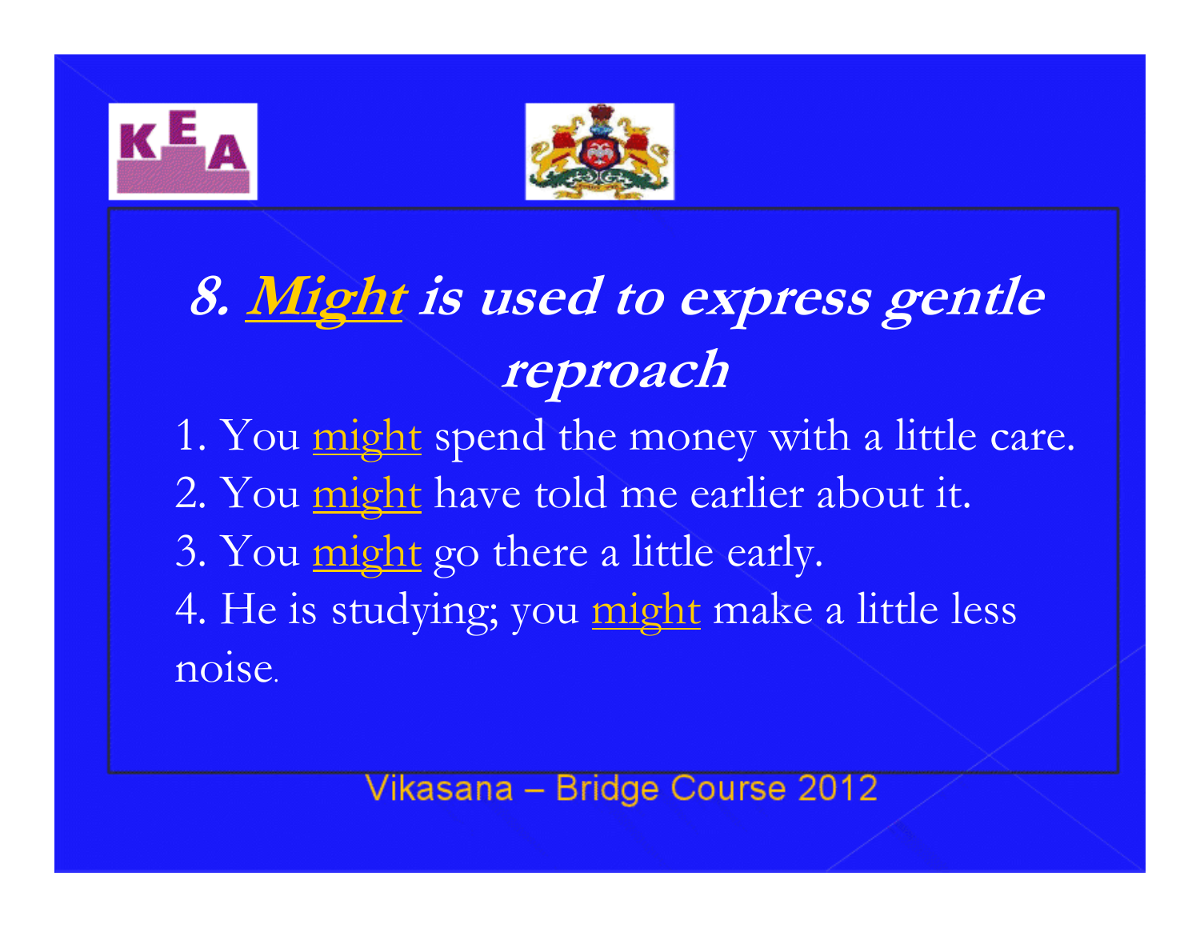## 8. *Might* is used to express gentle reproach

1. You might spend the money with a little care.
2. You might have told me earlier about it.
3. You might go there a little early.
4. He is studying; you might make a little less noise.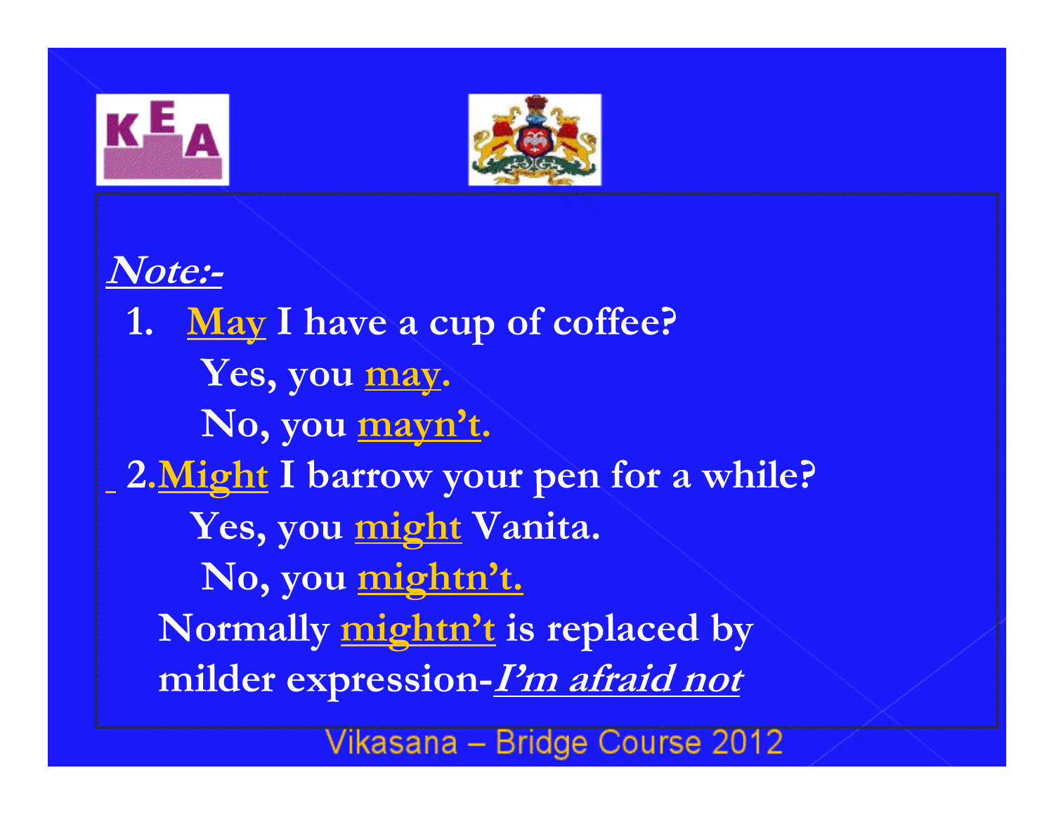***Note:-***

1. **May I have a cup of coffee?**

   **Yes, you may.**

   **No, you mayn't.**

2. **Might I barrow your pen for a while?**

   **Yes, you might Vanita.**

   **No, you mightn't.**

   **Normally mightn't is replaced by milder expression-*I'm afraid not***

Vikasana – Bridge Course 2012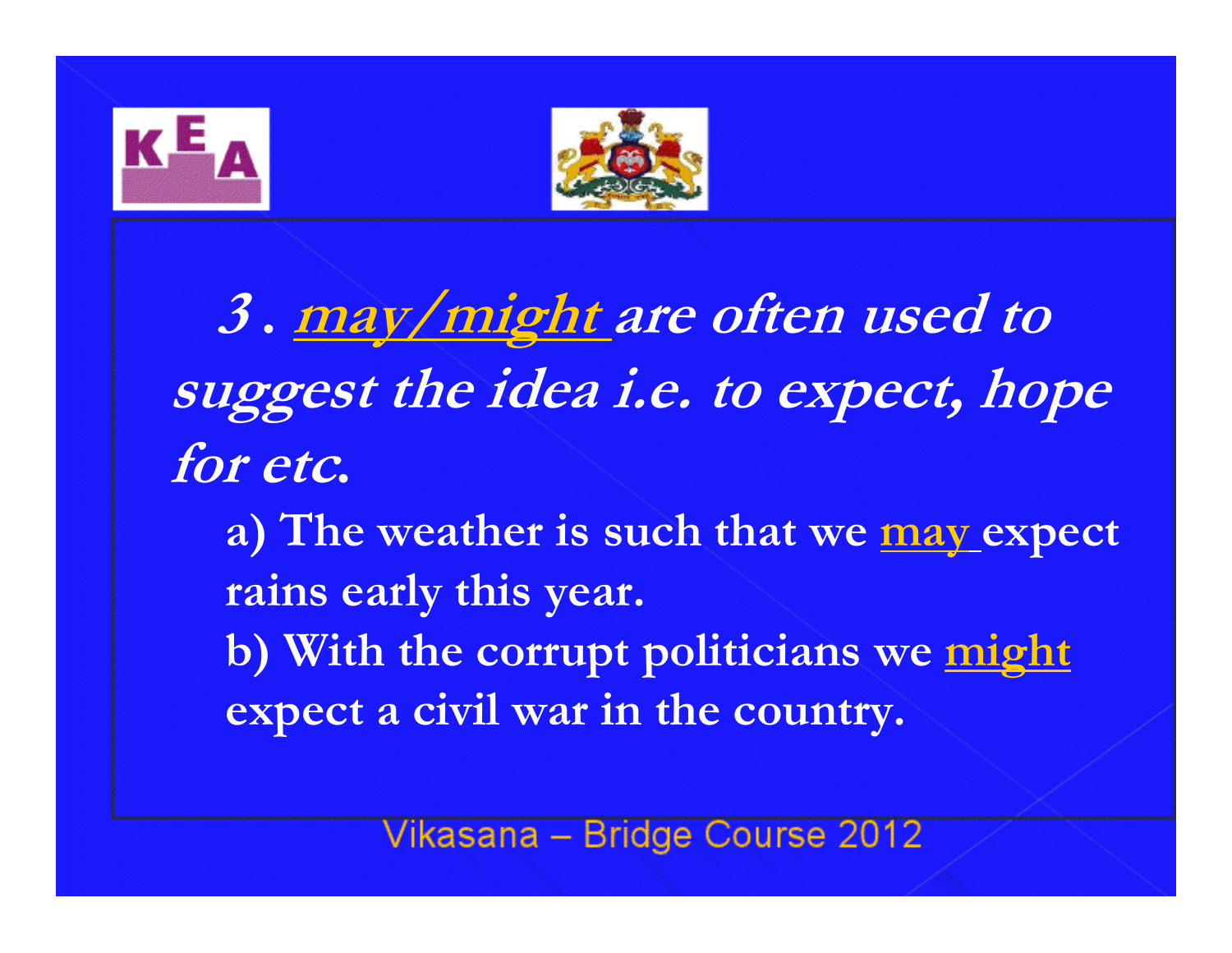***3. <u>may/might</u> are often used to suggest the idea i.e. to expect, hope for etc.***

**a) The weather is such that we <u>may</u> expect rains early this year.**

**b) With the corrupt politicians we <u>might</u> expect a civil war in the country.**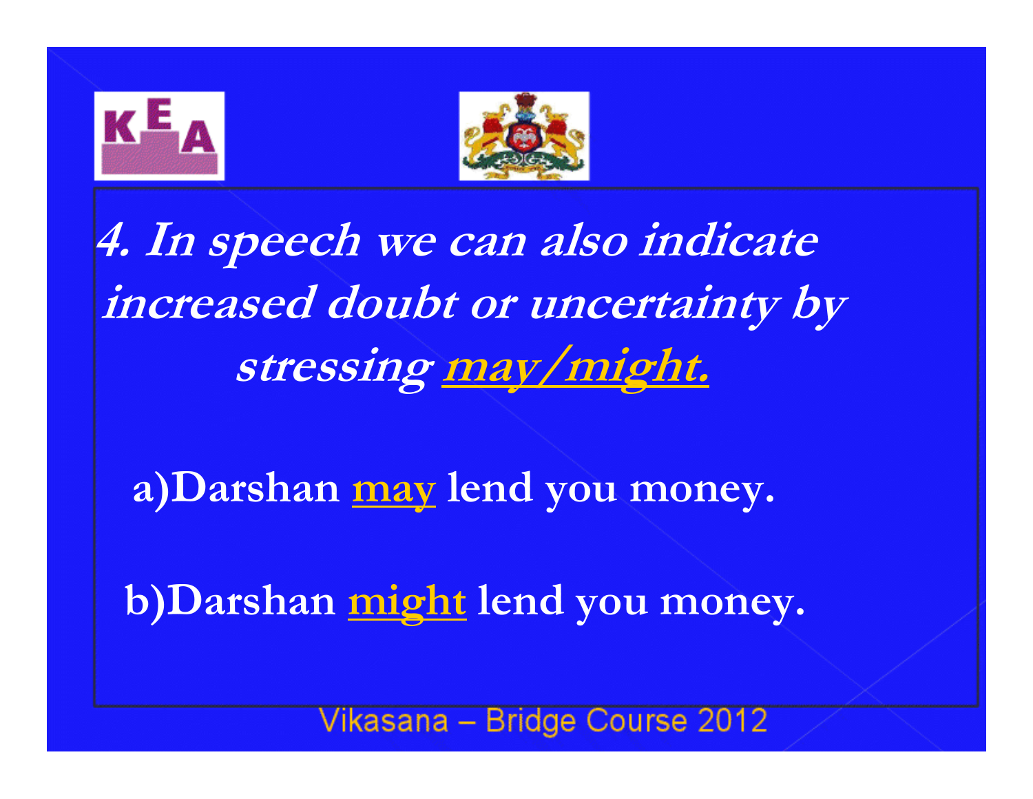***4. In speech we can also indicate increased doubt or uncertainty by stressing may/might.***

**a) Darshan may lend you money.**

**b) Darshan might lend you money.**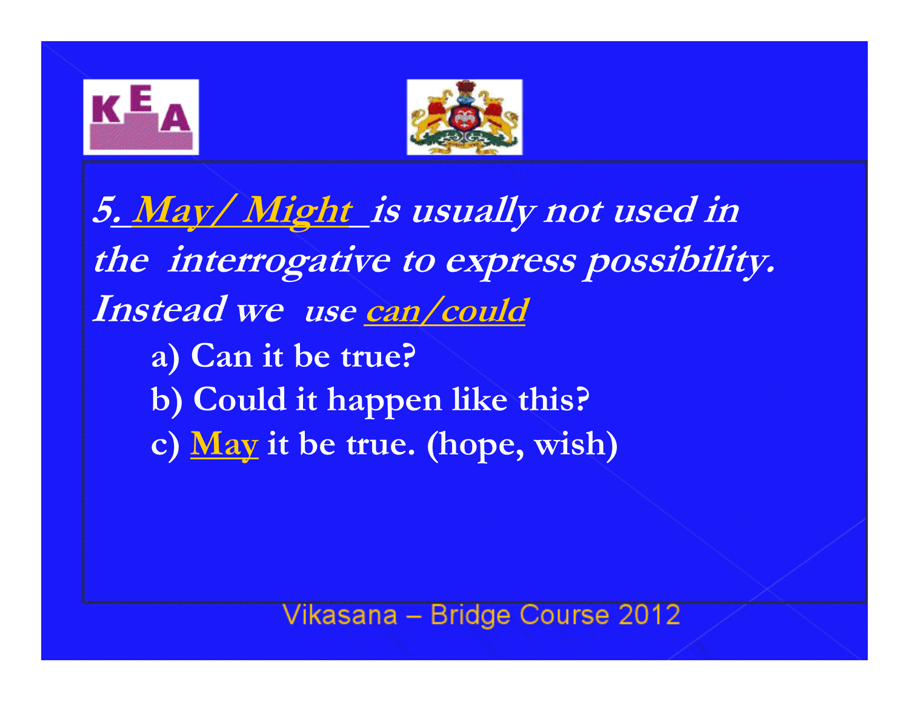***5. May/ Might is usually not used in the interrogative to express possibility. Instead we use can/could***

a) **Can it be true?**
b) **Could it happen like this?**
c) **May it be true. (hope, wish)**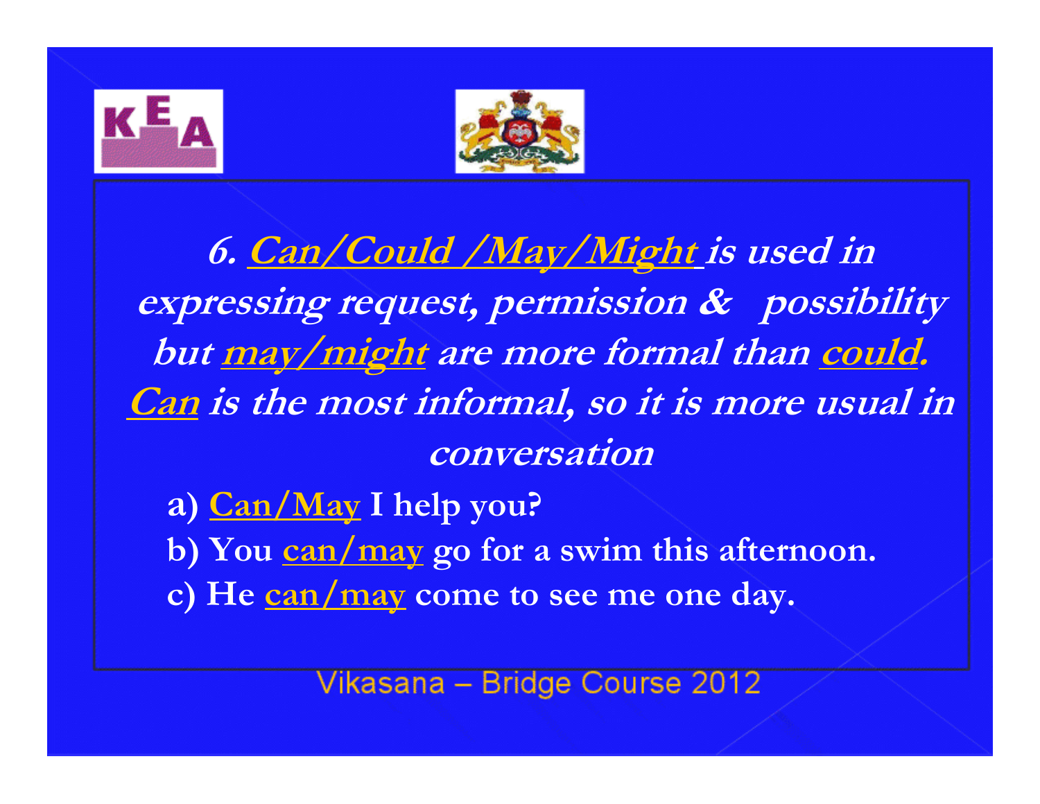***6. Can/Could /May/Might is used in expressing request, permission & possibility but may/might are more formal than could. Can is the most informal, so it is more usual in conversation***

a) **Can/May I help you?**
b) **You can/may go for a swim this afternoon.**
c) **He can/may come to see me one day.**

Vikasana – Bridge Course 2012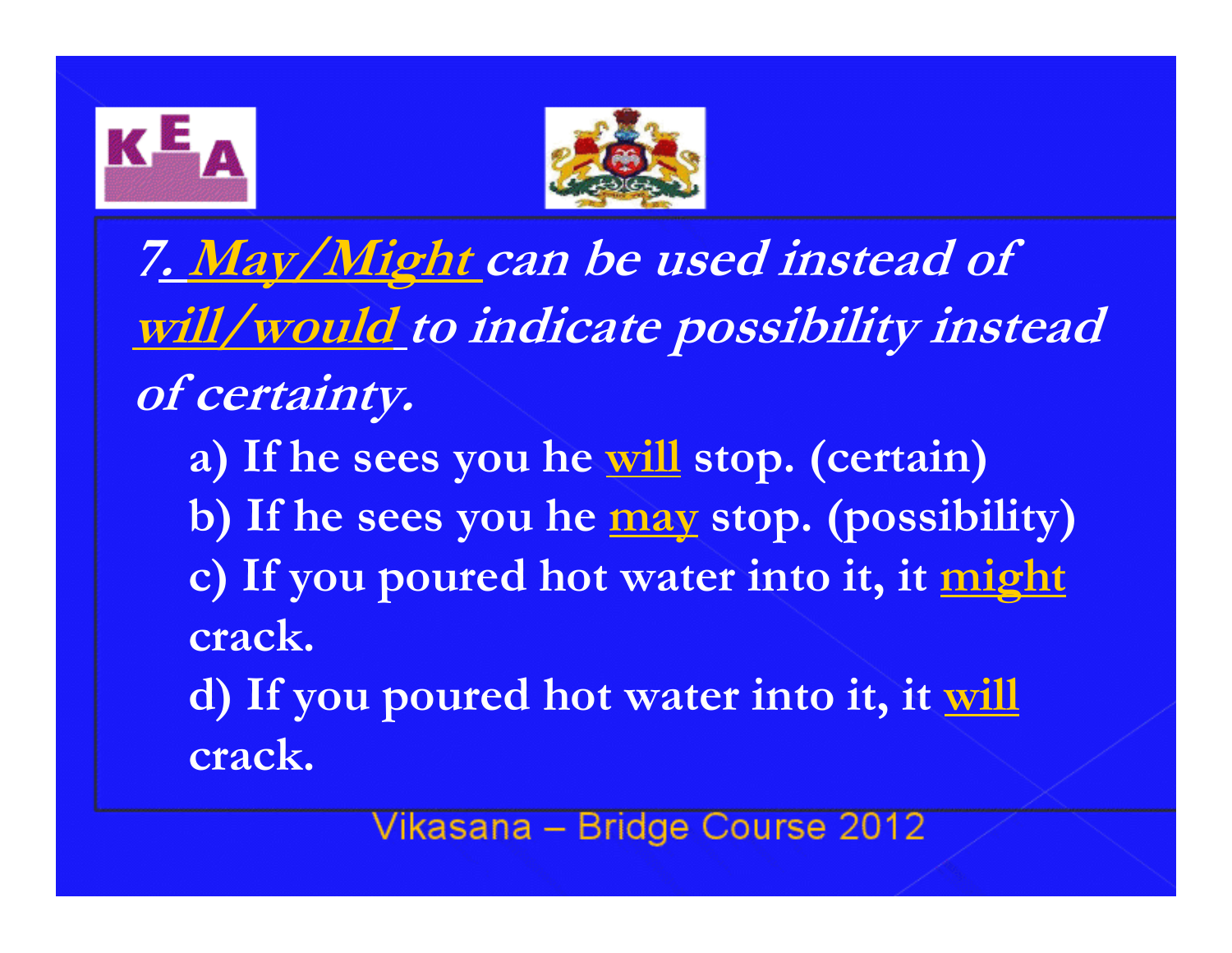***7. <u>May/Might</u> can be used instead of <u>will/would</u> to indicate possibility instead of certainty.***

a) If he sees you he <u>will</u> stop. (certain)

b) If he sees you he <u>may</u> stop. (possibility)

c) If you poured hot water into it, it <u>might</u> crack.

d) If you poured hot water into it, it <u>will</u> crack.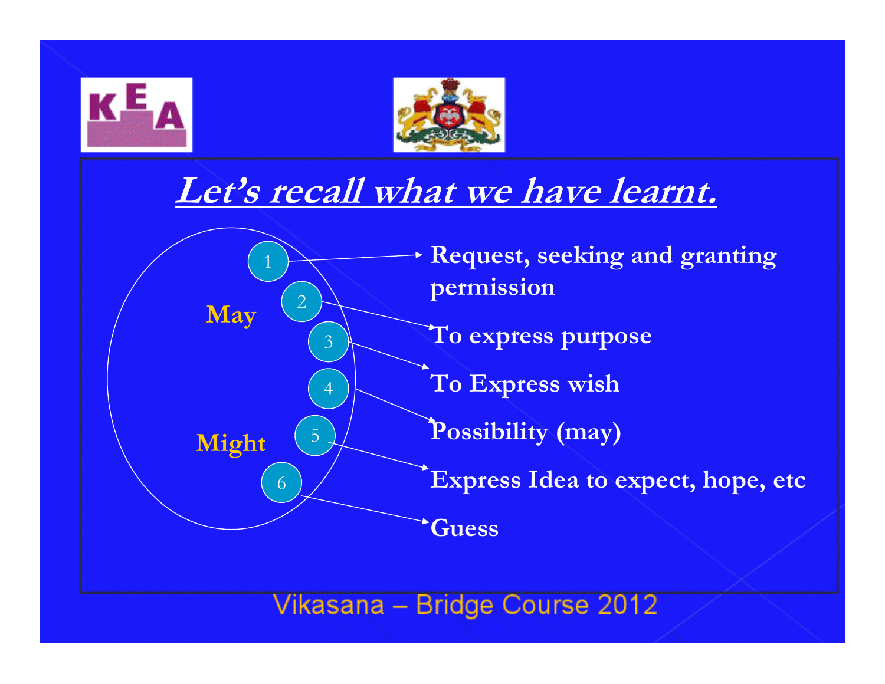# Let's recall what we have learnt.

**May**

**Might**

1. **Request, seeking and granting permission**
2. **To express purpose**
3. **To Express wish**
4. **Possibility (may)**
5. **Express Idea to expect, hope, etc**
6. **Guess**

Vikasana – Bridge Course 2012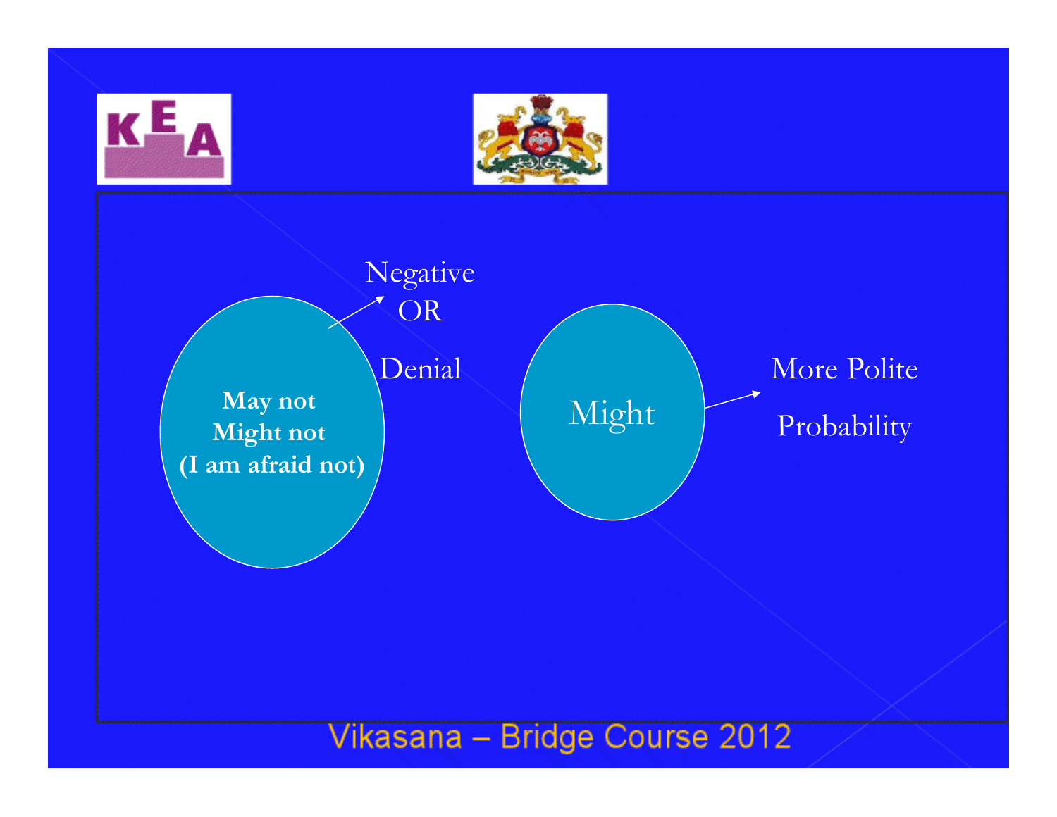**May not**
**Might not**
**(I am afraid not)**

→ Negative OR Denial

Might

→ More Polite

Probability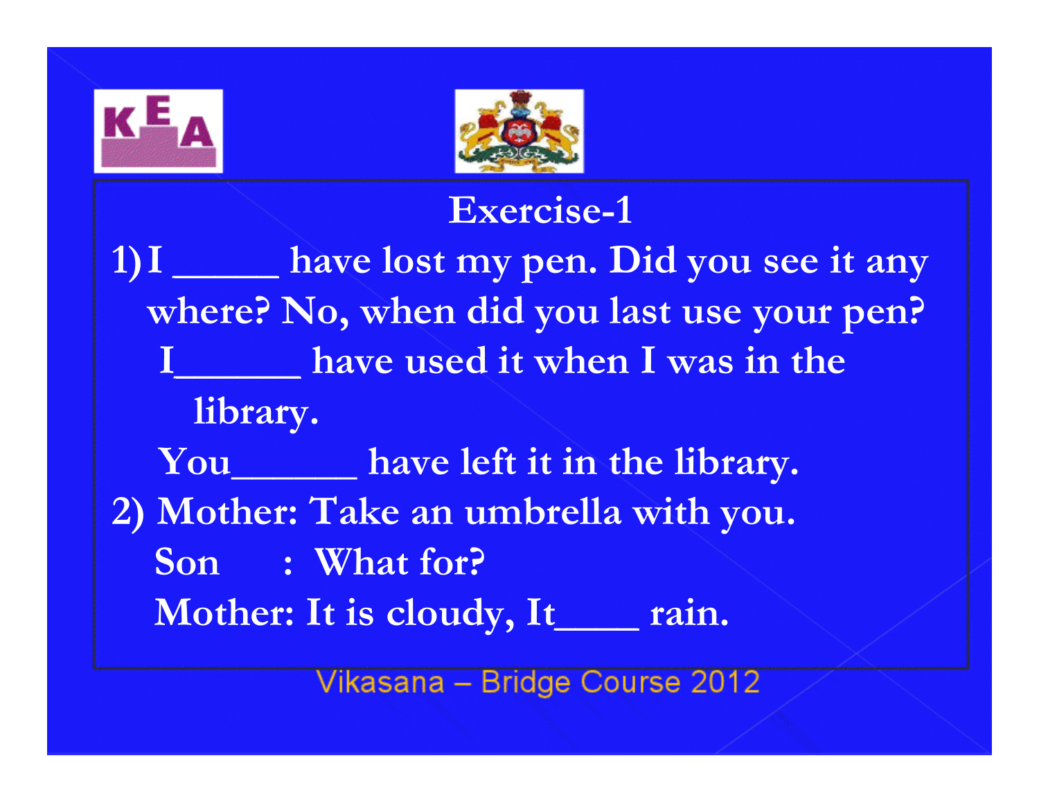## Exercise-1

1) I _____ have lost my pen. Did you see it any where? No, when did you last use your pen?

   I______ have used it when I was in the library.

   You______ have left it in the library.

2) Mother: Take an umbrella with you.

   Son : What for?

   Mother: It is cloudy, It____ rain.

Vikasana – Bridge Course 2012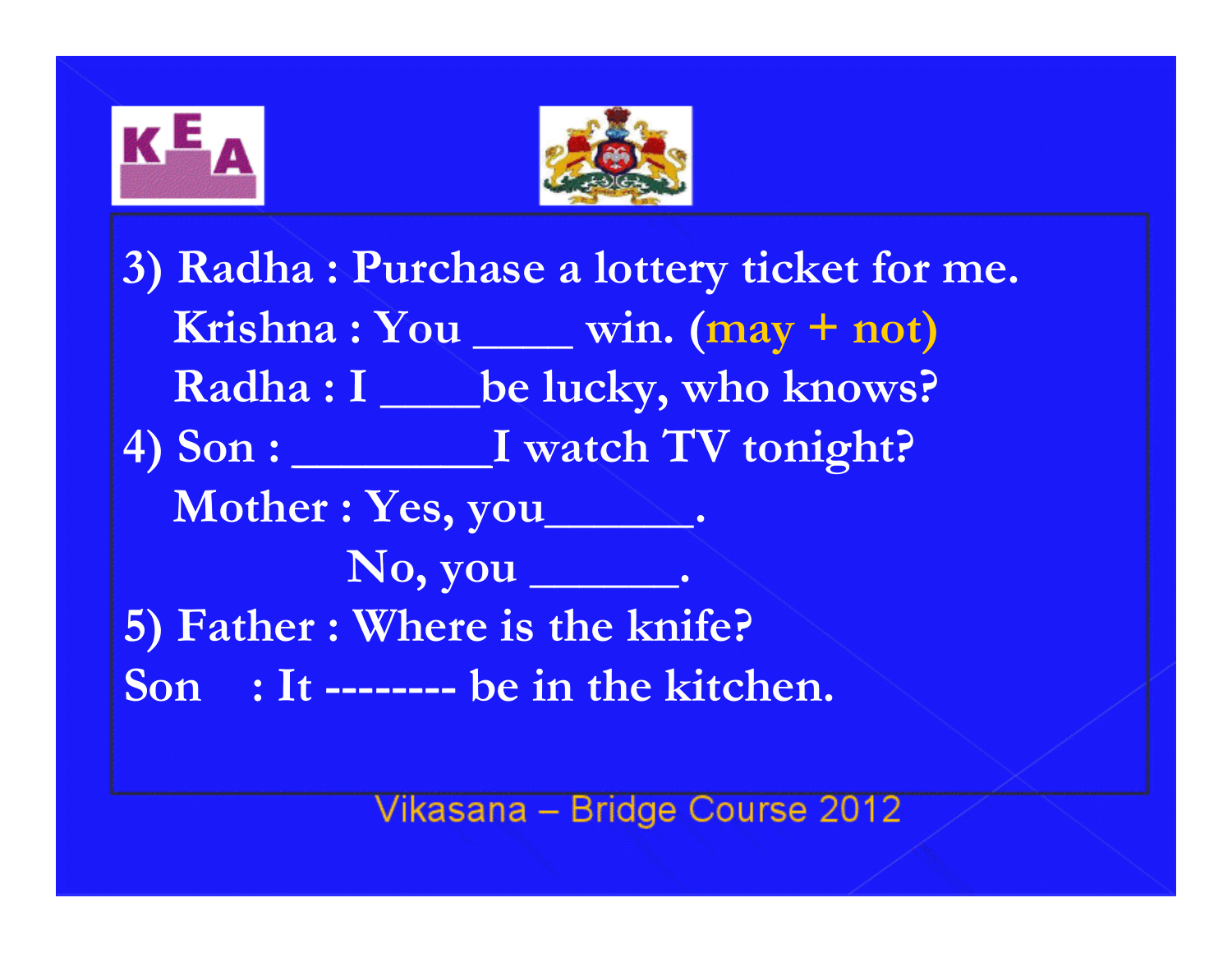3) Radha : Purchase a lottery ticket for me.

Krishna : You ____ win. (may + not)

Radha : I ____be lucky, who knows?

4) Son : _________I watch TV tonight?

Mother : Yes, you______.

No, you ______.

5) Father : Where is the knife?

Son : It -------- be in the kitchen.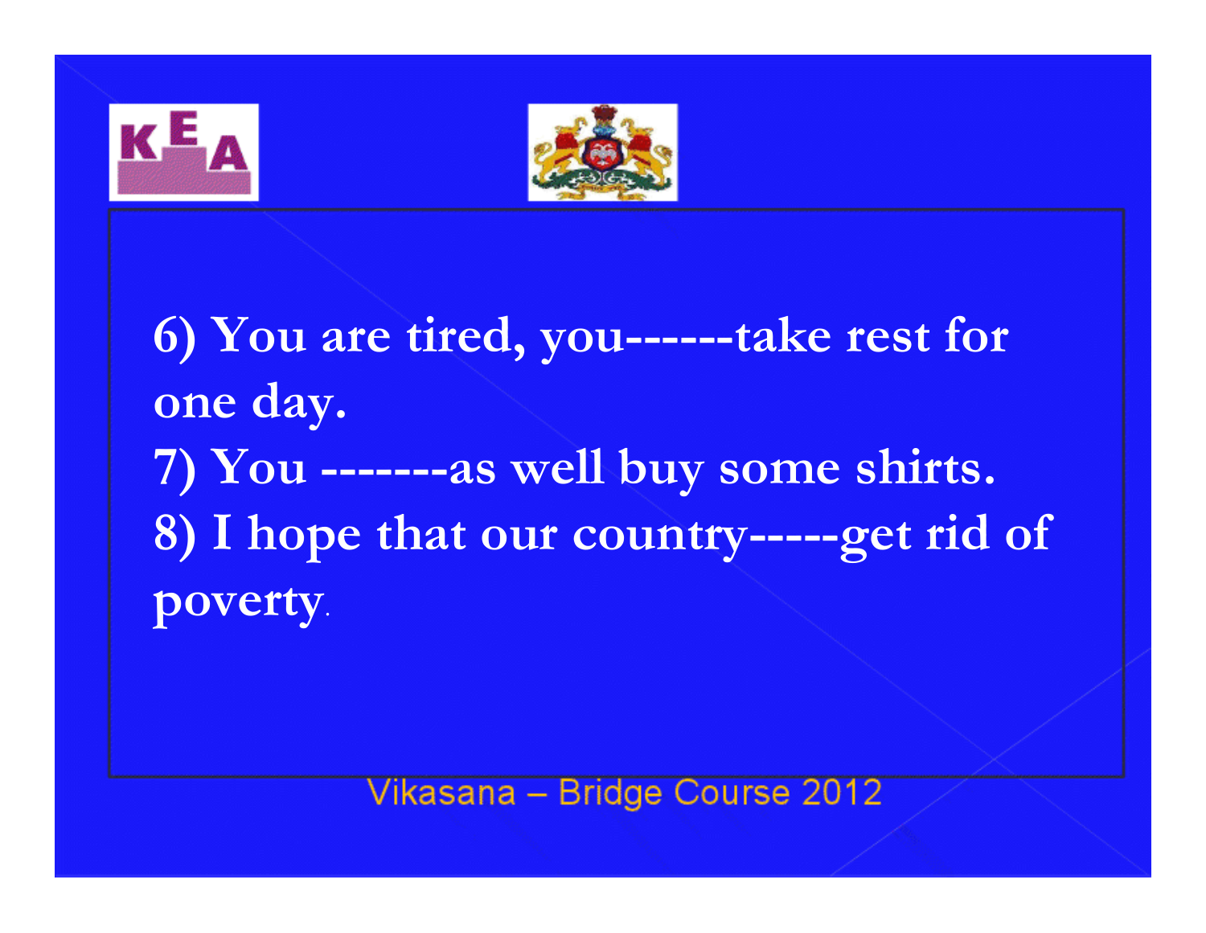6) You are tired, you------take rest for one day.

7) You -------as well buy some shirts.

8) I hope that our country-----get rid of poverty.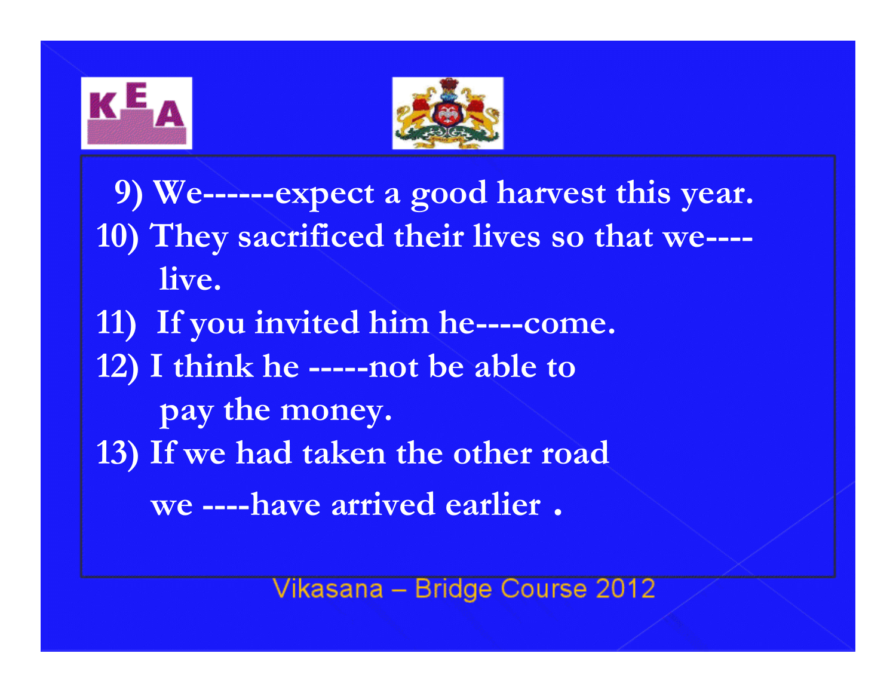9) We------expect a good harvest this year.

10) They sacrificed their lives so that we---- live.

11) If you invited him he----come.

12) I think he -----not be able to pay the money.

13) If we had taken the other road we ----have arrived earlier .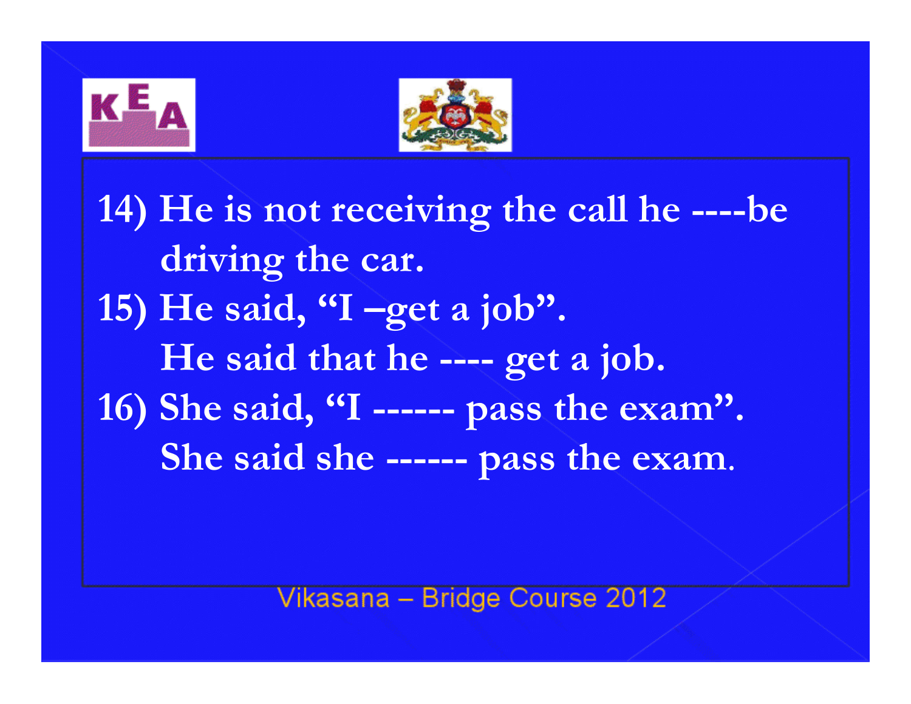14) He is not receiving the call he ----be driving the car.

15) He said, “I –get a job”.
He said that he ---- get a job.

16) She said, “I ------ pass the exam”.
She said she ------ pass the exam.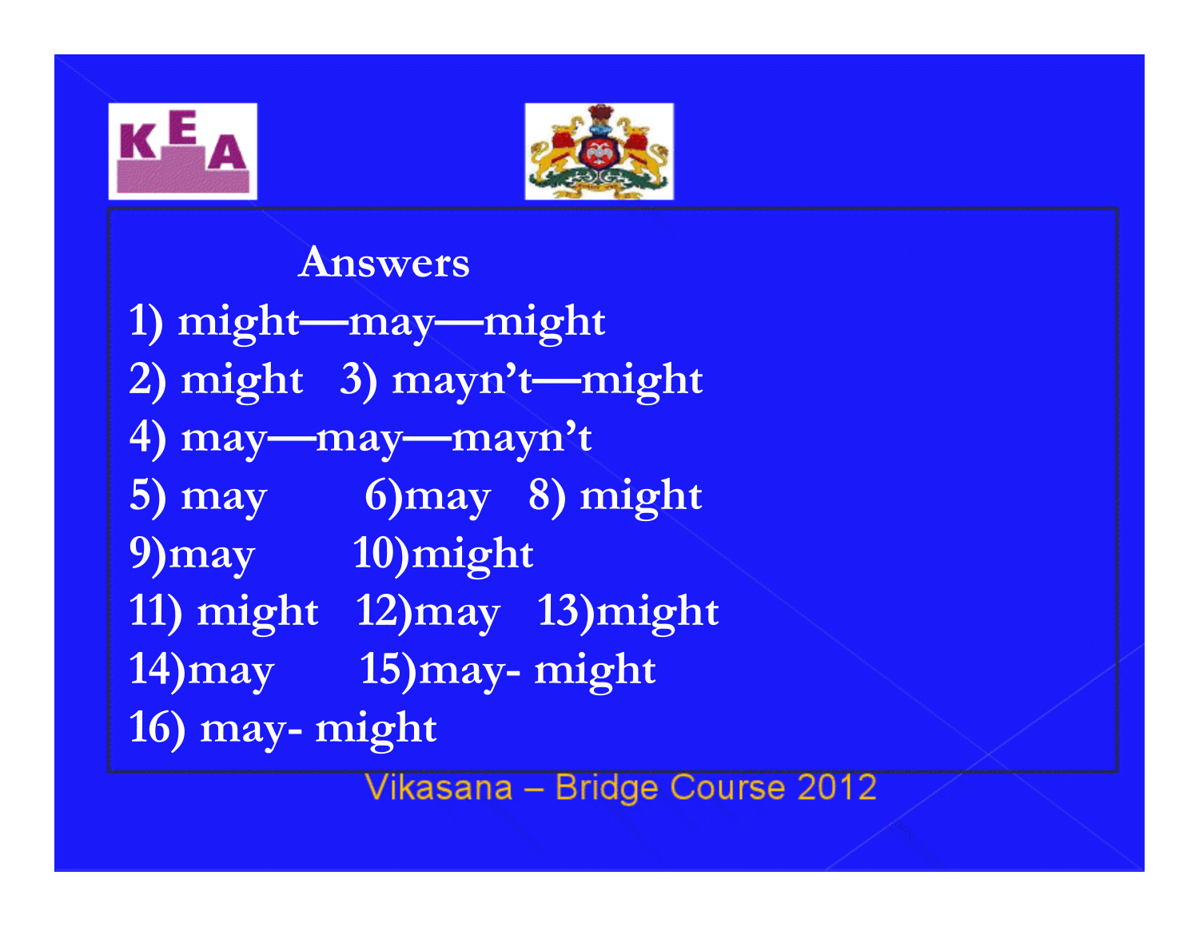## Answers

1) might—may—might

2) might 3) mayn't—might

4) may—may—mayn't

5) may 6)may 8) might

9)may 10)might

11) might 12)may 13)might

14)may 15)may- might

16) may- might

Vikasana – Bridge Course 2012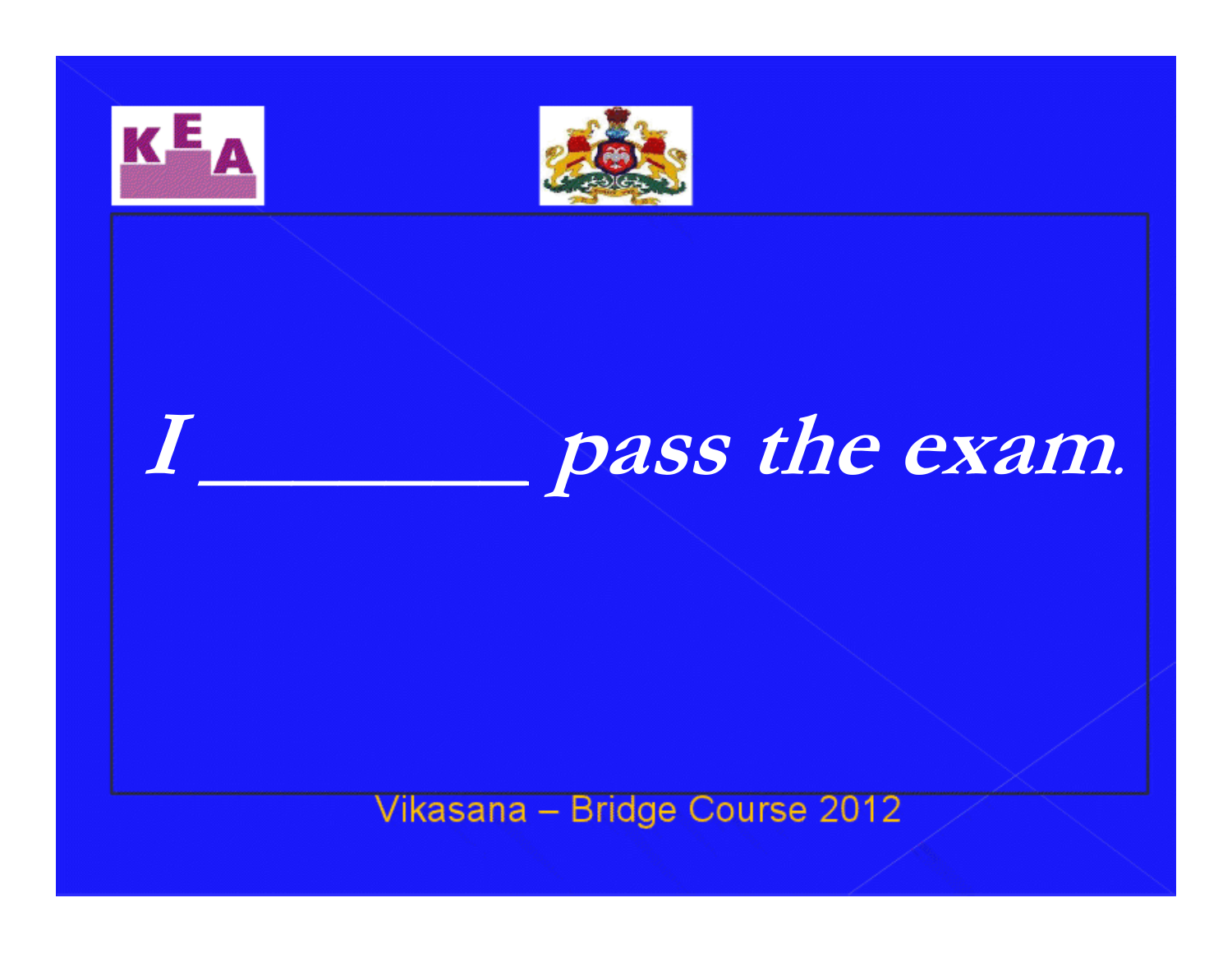***I _________ pass the exam.***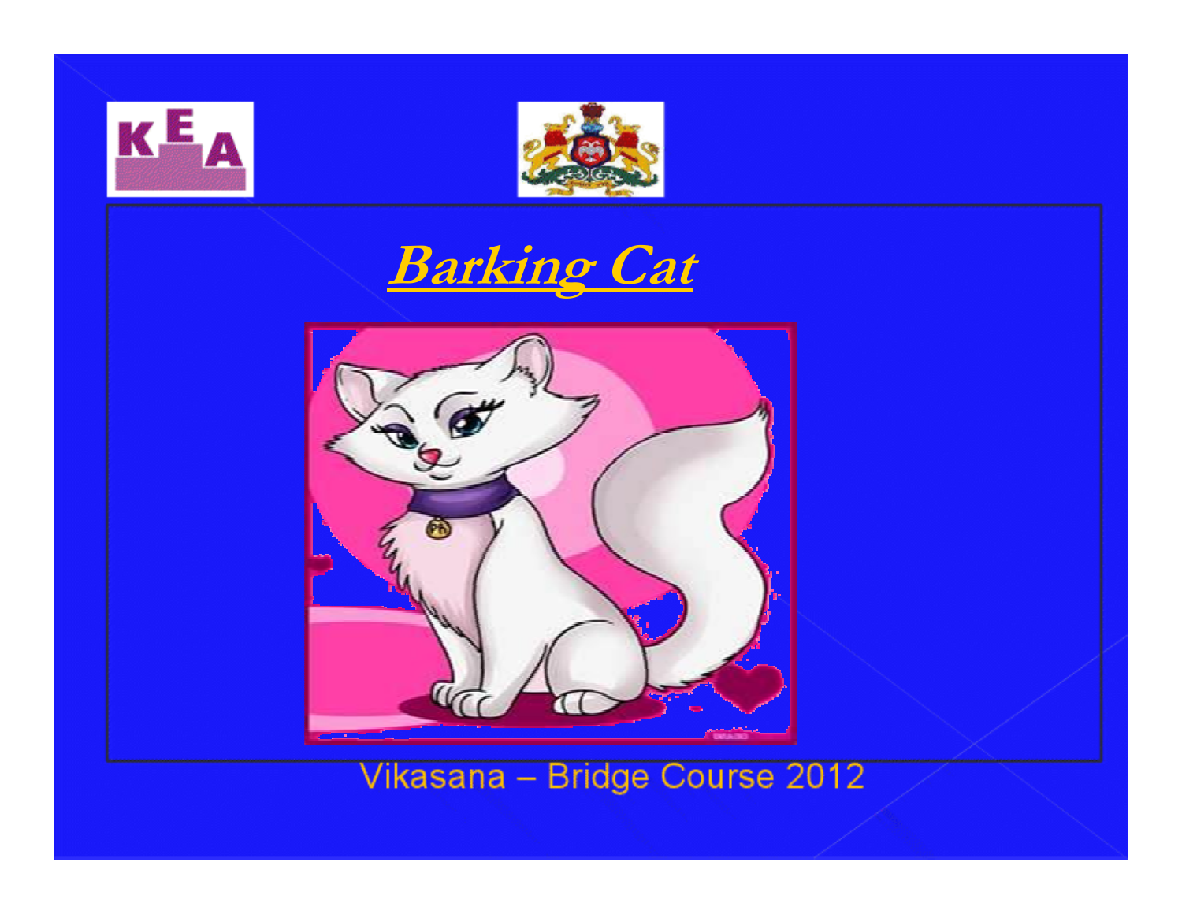## Barking Cat

Vikasana – Bridge Course 2012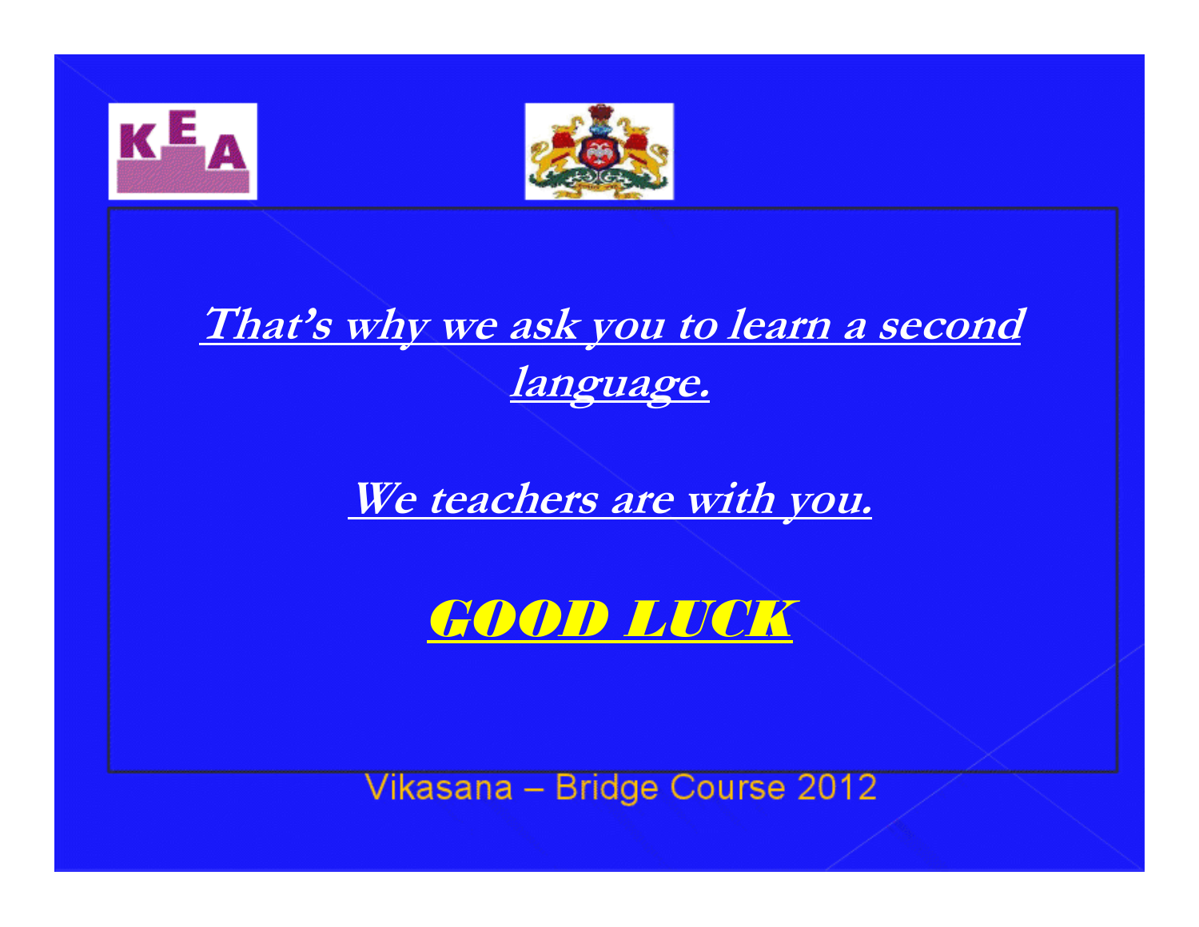**That's why we ask you to learn a second language.**

**We teachers are with you.**

***GOOD LUCK***

Vikasana – Bridge Course 2012